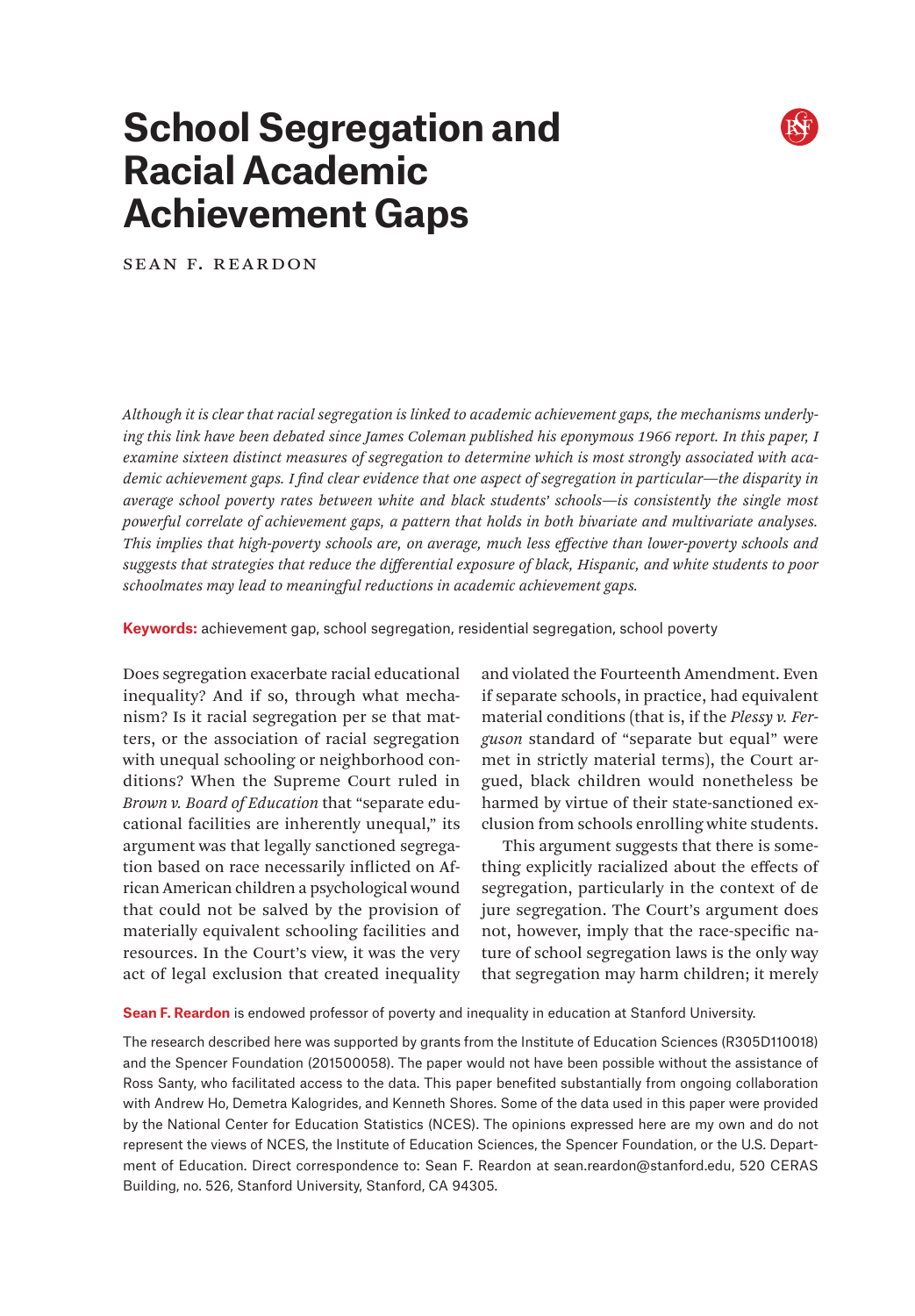# School Segregation and Racial Academic Achievement Gaps

SEAN F. REARDON

*Although it is clear that racial segregation is linked to academic achievement gaps, the mechanisms underlying this link have been debated since James Coleman published his eponymous 1966 report. In this paper, I examine sixteen distinct measures of segregation to determine which is most strongly associated with academic achievement gaps. I find clear evidence that one aspect of segregation in particular—the disparity in average school poverty rates between white and black students' schools—is consistently the single most powerful correlate of achievement gaps, a pattern that holds in both bivariate and multivariate analyses. This implies that high-poverty schools are, on average, much less effective than lower-poverty schools and suggests that strategies that reduce the differential exposure of black, Hispanic, and white students to poor schoolmates may lead to meaningful reductions in academic achievement gaps.*

**Keywords:** achievement gap, school segregation, residential segregation, school poverty

Does segregation exacerbate racial educational inequality? And if so, through what mechanism? Is it racial segregation per se that matters, or the association of racial segregation with unequal schooling or neighborhood conditions? When the Supreme Court ruled in *Brown v. Board of Education* that "separate educational facilities are inherently unequal," its argument was that legally sanctioned segregation based on race necessarily inflicted on African American children a psychological wound that could not be salved by the provision of materially equivalent schooling facilities and resources. In the Court's view, it was the very act of legal exclusion that created inequality and violated the Fourteenth Amendment. Even if separate schools, in practice, had equivalent material conditions (that is, if the *Plessy v. Ferguson* standard of "separate but equal" were met in strictly material terms), the Court argued, black children would nonetheless be harmed by virtue of their state-sanctioned exclusion from schools enrolling white students.

This argument suggests that there is something explicitly racialized about the effects of segregation, particularly in the context of de jure segregation. The Court's argument does not, however, imply that the race-specific nature of school segregation laws is the only way that segregation may harm children; it merely

**Sean F. Reardon** is endowed professor of poverty and inequality in education at Stanford University.

The research described here was supported by grants from the Institute of Education Sciences (R305D110018) and the Spencer Foundation (201500058). The paper would not have been possible without the assistance of Ross Santy, who facilitated access to the data. This paper benefited substantially from ongoing collaboration with Andrew Ho, Demetra Kalogrides, and Kenneth Shores. Some of the data used in this paper were provided by the National Center for Education Statistics (NCES). The opinions expressed here are my own and do not represent the views of NCES, the Institute of Education Sciences, the Spencer Foundation, or the U.S. Department of Education. Direct correspondence to: Sean F. Reardon at sean.reardon@stanford.edu, 520 CERAS Building, no. 526, Stanford University, Stanford, CA 94305.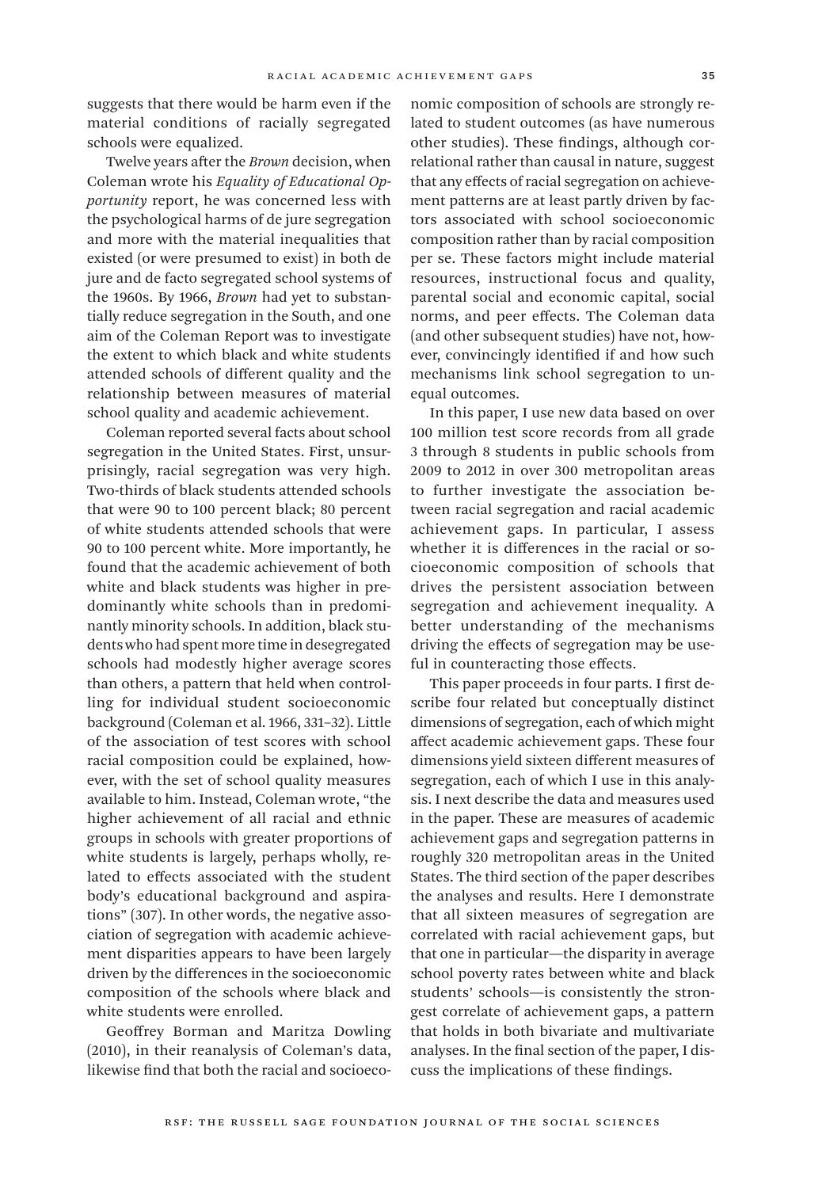suggests that there would be harm even if the material conditions of racially segregated schools were equalized.

Twelve years after the *Brown* decision, when Coleman wrote his *Equality of Educational Opportunity* report, he was concerned less with the psychological harms of de jure segregation and more with the material inequalities that existed (or were presumed to exist) in both de jure and de facto segregated school systems of the 1960s. By 1966, *Brown* had yet to substantially reduce segregation in the South, and one aim of the Coleman Report was to investigate the extent to which black and white students attended schools of different quality and the relationship between measures of material school quality and academic achievement.

Coleman reported several facts about school segregation in the United States. First, unsurprisingly, racial segregation was very high. Two-thirds of black students attended schools that were 90 to 100 percent black; 80 percent of white students attended schools that were 90 to 100 percent white. More importantly, he found that the academic achievement of both white and black students was higher in predominantly white schools than in predominantly minority schools. In addition, black students who had spent more time in desegregated schools had modestly higher average scores than others, a pattern that held when controlling for individual student socioeconomic background (Coleman et al. 1966, 331–32). Little of the association of test scores with school racial composition could be explained, however, with the set of school quality measures available to him. Instead, Coleman wrote, "the higher achievement of all racial and ethnic groups in schools with greater proportions of white students is largely, perhaps wholly, related to effects associated with the student body's educational background and aspirations" (307). In other words, the negative association of segregation with academic achievement disparities appears to have been largely driven by the differences in the socioeconomic composition of the schools where black and white students were enrolled.

Geoffrey Borman and Maritza Dowling (2010), in their reanalysis of Coleman's data, likewise find that both the racial and socioeconomic composition of schools are strongly related to student outcomes (as have numerous other studies). These findings, although correlational rather than causal in nature, suggest that any effects of racial segregation on achievement patterns are at least partly driven by factors associated with school socioeconomic composition rather than by racial composition per se. These factors might include material resources, instructional focus and quality, parental social and economic capital, social norms, and peer effects. The Coleman data (and other subsequent studies) have not, however, convincingly identified if and how such mechanisms link school segregation to unequal outcomes.

In this paper, I use new data based on over 100 million test score records from all grade 3 through 8 students in public schools from 2009 to 2012 in over 300 metropolitan areas to further investigate the association between racial segregation and racial academic achievement gaps. In particular, I assess whether it is differences in the racial or socioeconomic composition of schools that drives the persistent association between segregation and achievement inequality. A better understanding of the mechanisms driving the effects of segregation may be useful in counteracting those effects.

This paper proceeds in four parts. I first describe four related but conceptually distinct dimensions of segregation, each of which might affect academic achievement gaps. These four dimensions yield sixteen different measures of segregation, each of which I use in this analysis. I next describe the data and measures used in the paper. These are measures of academic achievement gaps and segregation patterns in roughly 320 metropolitan areas in the United States. The third section of the paper describes the analyses and results. Here I demonstrate that all sixteen measures of segregation are correlated with racial achievement gaps, but that one in particular—the disparity in average school poverty rates between white and black students' schools—is consistently the strongest correlate of achievement gaps, a pattern that holds in both bivariate and multivariate analyses. In the final section of the paper, I discuss the implications of these findings.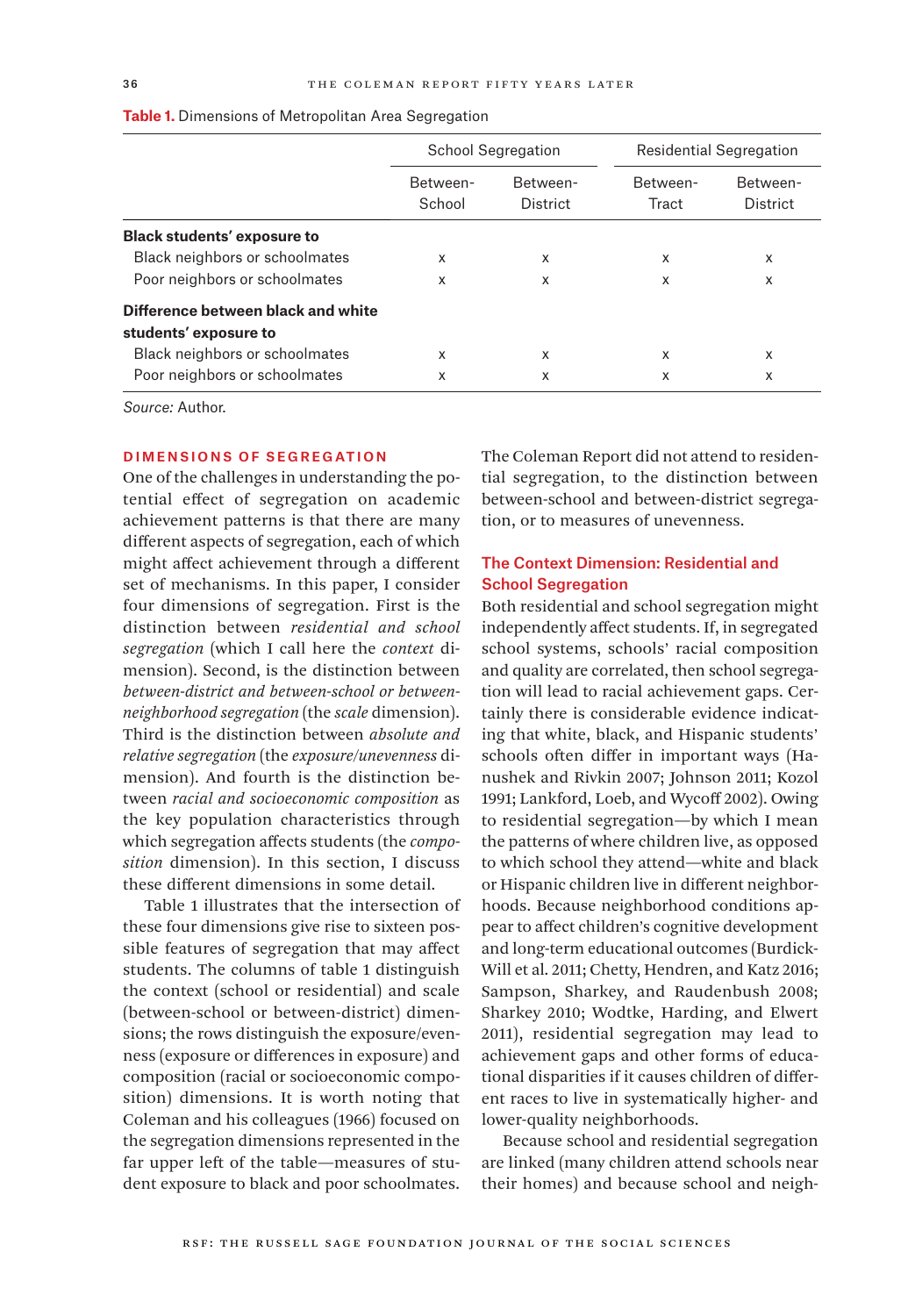**Table 1.** Dimensions of Metropolitan Area Segregation

| | School Segregation | | Residential Segregation | |
|---|---|---|---|---|
| | Between-School | Between-District | Between-Tract | Between-District |
| **Black students' exposure to** | | | | |
| Black neighbors or schoolmates | x | x | x | x |
| Poor neighbors or schoolmates | x | x | x | x |
| **Difference between black and white students' exposure to** | | | | |
| Black neighbors or schoolmates | x | x | x | x |
| Poor neighbors or schoolmates | x | x | x | x |

*Source:* Author.

## DIMENSIONS OF SEGREGATION

One of the challenges in understanding the potential effect of segregation on academic achievement patterns is that there are many different aspects of segregation, each of which might affect achievement through a different set of mechanisms. In this paper, I consider four dimensions of segregation. First is the distinction between *residential and school segregation* (which I call here the *context* dimension). Second, is the distinction between *between-district and between-school or between-neighborhood segregation* (the *scale* dimension). Third is the distinction between *absolute and relative segregation* (the *exposure/unevenness* dimension). And fourth is the distinction between *racial and socioeconomic composition* as the key population characteristics through which segregation affects students (the *composition* dimension). In this section, I discuss these different dimensions in some detail.

Table 1 illustrates that the intersection of these four dimensions give rise to sixteen possible features of segregation that may affect students. The columns of table 1 distinguish the context (school or residential) and scale (between-school or between-district) dimensions; the rows distinguish the exposure/evenness (exposure or differences in exposure) and composition (racial or socioeconomic composition) dimensions. It is worth noting that Coleman and his colleagues (1966) focused on the segregation dimensions represented in the far upper left of the table—measures of student exposure to black and poor schoolmates. The Coleman Report did not attend to residential segregation, to the distinction between between-school and between-district segregation, or to measures of unevenness.

### The Context Dimension: Residential and School Segregation

Both residential and school segregation might independently affect students. If, in segregated school systems, schools' racial composition and quality are correlated, then school segregation will lead to racial achievement gaps. Certainly there is considerable evidence indicating that white, black, and Hispanic students' schools often differ in important ways (Hanushek and Rivkin 2007; Johnson 2011; Kozol 1991; Lankford, Loeb, and Wycoff 2002). Owing to residential segregation—by which I mean the patterns of where children live, as opposed to which school they attend—white and black or Hispanic children live in different neighborhoods. Because neighborhood conditions appear to affect children's cognitive development and long-term educational outcomes (Burdick-Will et al. 2011; Chetty, Hendren, and Katz 2016; Sampson, Sharkey, and Raudenbush 2008; Sharkey 2010; Wodtke, Harding, and Elwert 2011), residential segregation may lead to achievement gaps and other forms of educational disparities if it causes children of different races to live in systematically higher- and lower-quality neighborhoods.

Because school and residential segregation are linked (many children attend schools near their homes) and because school and neigh-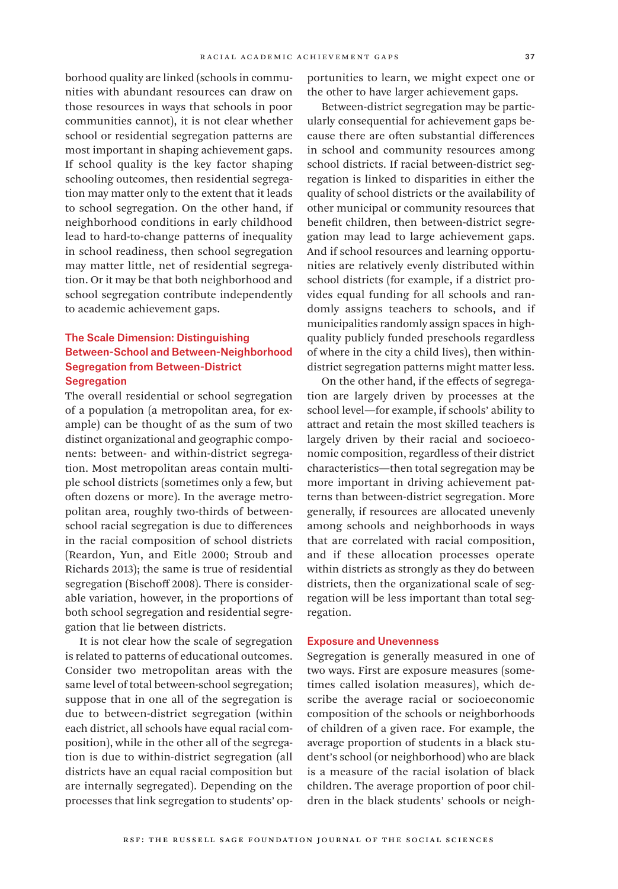borhood quality are linked (schools in communities with abundant resources can draw on those resources in ways that schools in poor communities cannot), it is not clear whether school or residential segregation patterns are most important in shaping achievement gaps. If school quality is the key factor shaping schooling outcomes, then residential segregation may matter only to the extent that it leads to school segregation. On the other hand, if neighborhood conditions in early childhood lead to hard-to-change patterns of inequality in school readiness, then school segregation may matter little, net of residential segregation. Or it may be that both neighborhood and school segregation contribute independently to academic achievement gaps.

## The Scale Dimension: Distinguishing Between-School and Between-Neighborhood Segregation from Between-District Segregation

The overall residential or school segregation of a population (a metropolitan area, for example) can be thought of as the sum of two distinct organizational and geographic components: between- and within-district segregation. Most metropolitan areas contain multiple school districts (sometimes only a few, but often dozens or more). In the average metropolitan area, roughly two-thirds of between-school racial segregation is due to differences in the racial composition of school districts (Reardon, Yun, and Eitle 2000; Stroub and Richards 2013); the same is true of residential segregation (Bischoff 2008). There is considerable variation, however, in the proportions of both school segregation and residential segregation that lie between districts.

It is not clear how the scale of segregation is related to patterns of educational outcomes. Consider two metropolitan areas with the same level of total between-school segregation; suppose that in one all of the segregation is due to between-district segregation (within each district, all schools have equal racial composition), while in the other all of the segregation is due to within-district segregation (all districts have an equal racial composition but are internally segregated). Depending on the processes that link segregation to students' opportunities to learn, we might expect one or the other to have larger achievement gaps.

Between-district segregation may be particularly consequential for achievement gaps because there are often substantial differences in school and community resources among school districts. If racial between-district segregation is linked to disparities in either the quality of school districts or the availability of other municipal or community resources that benefit children, then between-district segregation may lead to large achievement gaps. And if school resources and learning opportunities are relatively evenly distributed within school districts (for example, if a district provides equal funding for all schools and randomly assigns teachers to schools, and if municipalities randomly assign spaces in high-quality publicly funded preschools regardless of where in the city a child lives), then within-district segregation patterns might matter less.

On the other hand, if the effects of segregation are largely driven by processes at the school level—for example, if schools' ability to attract and retain the most skilled teachers is largely driven by their racial and socioeconomic composition, regardless of their district characteristics—then total segregation may be more important in driving achievement patterns than between-district segregation. More generally, if resources are allocated unevenly among schools and neighborhoods in ways that are correlated with racial composition, and if these allocation processes operate within districts as strongly as they do between districts, then the organizational scale of segregation will be less important than total segregation.

## Exposure and Unevenness

Segregation is generally measured in one of two ways. First are exposure measures (sometimes called isolation measures), which describe the average racial or socioeconomic composition of the schools or neighborhoods of children of a given race. For example, the average proportion of students in a black student's school (or neighborhood) who are black is a measure of the racial isolation of black children. The average proportion of poor children in the black students' schools or neigh-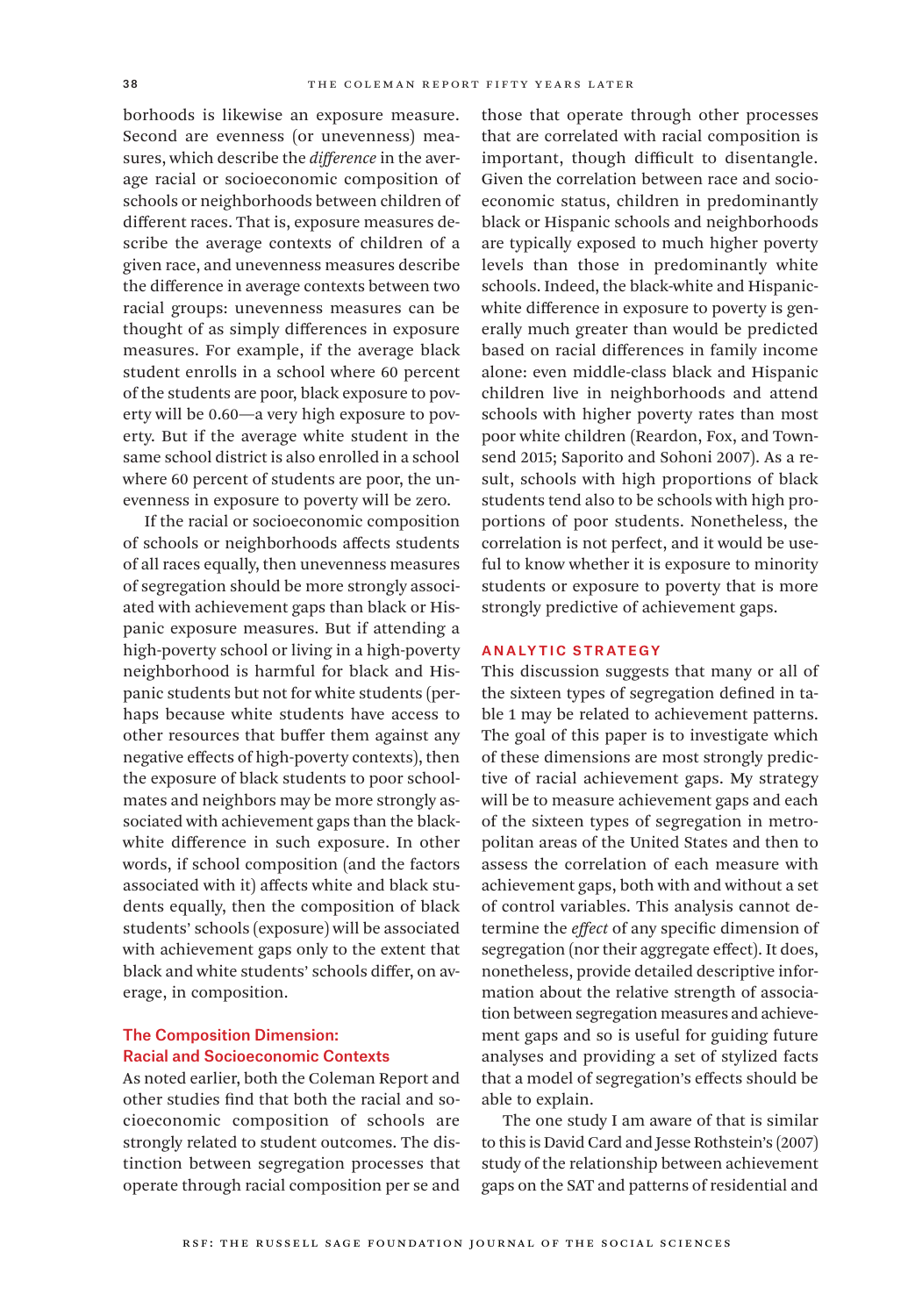borhoods is likewise an exposure measure. Second are evenness (or unevenness) measures, which describe the *difference* in the average racial or socioeconomic composition of schools or neighborhoods between children of different races. That is, exposure measures describe the average contexts of children of a given race, and unevenness measures describe the difference in average contexts between two racial groups: unevenness measures can be thought of as simply differences in exposure measures. For example, if the average black student enrolls in a school where 60 percent of the students are poor, black exposure to poverty will be 0.60—a very high exposure to poverty. But if the average white student in the same school district is also enrolled in a school where 60 percent of students are poor, the unevenness in exposure to poverty will be zero.

If the racial or socioeconomic composition of schools or neighborhoods affects students of all races equally, then unevenness measures of segregation should be more strongly associated with achievement gaps than black or Hispanic exposure measures. But if attending a high-poverty school or living in a high-poverty neighborhood is harmful for black and Hispanic students but not for white students (perhaps because white students have access to other resources that buffer them against any negative effects of high-poverty contexts), then the exposure of black students to poor schoolmates and neighbors may be more strongly associated with achievement gaps than the black-white difference in such exposure. In other words, if school composition (and the factors associated with it) affects white and black students equally, then the composition of black students' schools (exposure) will be associated with achievement gaps only to the extent that black and white students' schools differ, on average, in composition.

### The Composition Dimension: Racial and Socioeconomic Contexts

As noted earlier, both the Coleman Report and other studies find that both the racial and socioeconomic composition of schools are strongly related to student outcomes. The distinction between segregation processes that operate through racial composition per se and those that operate through other processes that are correlated with racial composition is important, though difficult to disentangle. Given the correlation between race and socioeconomic status, children in predominantly black or Hispanic schools and neighborhoods are typically exposed to much higher poverty levels than those in predominantly white schools. Indeed, the black-white and Hispanic-white difference in exposure to poverty is generally much greater than would be predicted based on racial differences in family income alone: even middle-class black and Hispanic children live in neighborhoods and attend schools with higher poverty rates than most poor white children (Reardon, Fox, and Townsend 2015; Saporito and Sohoni 2007). As a result, schools with high proportions of black students tend also to be schools with high proportions of poor students. Nonetheless, the correlation is not perfect, and it would be useful to know whether it is exposure to minority students or exposure to poverty that is more strongly predictive of achievement gaps.

## ANALYTIC STRATEGY

This discussion suggests that many or all of the sixteen types of segregation defined in table 1 may be related to achievement patterns. The goal of this paper is to investigate which of these dimensions are most strongly predictive of racial achievement gaps. My strategy will be to measure achievement gaps and each of the sixteen types of segregation in metropolitan areas of the United States and then to assess the correlation of each measure with achievement gaps, both with and without a set of control variables. This analysis cannot determine the *effect* of any specific dimension of segregation (nor their aggregate effect). It does, nonetheless, provide detailed descriptive information about the relative strength of association between segregation measures and achievement gaps and so is useful for guiding future analyses and providing a set of stylized facts that a model of segregation's effects should be able to explain.

The one study I am aware of that is similar to this is David Card and Jesse Rothstein's (2007) study of the relationship between achievement gaps on the SAT and patterns of residential and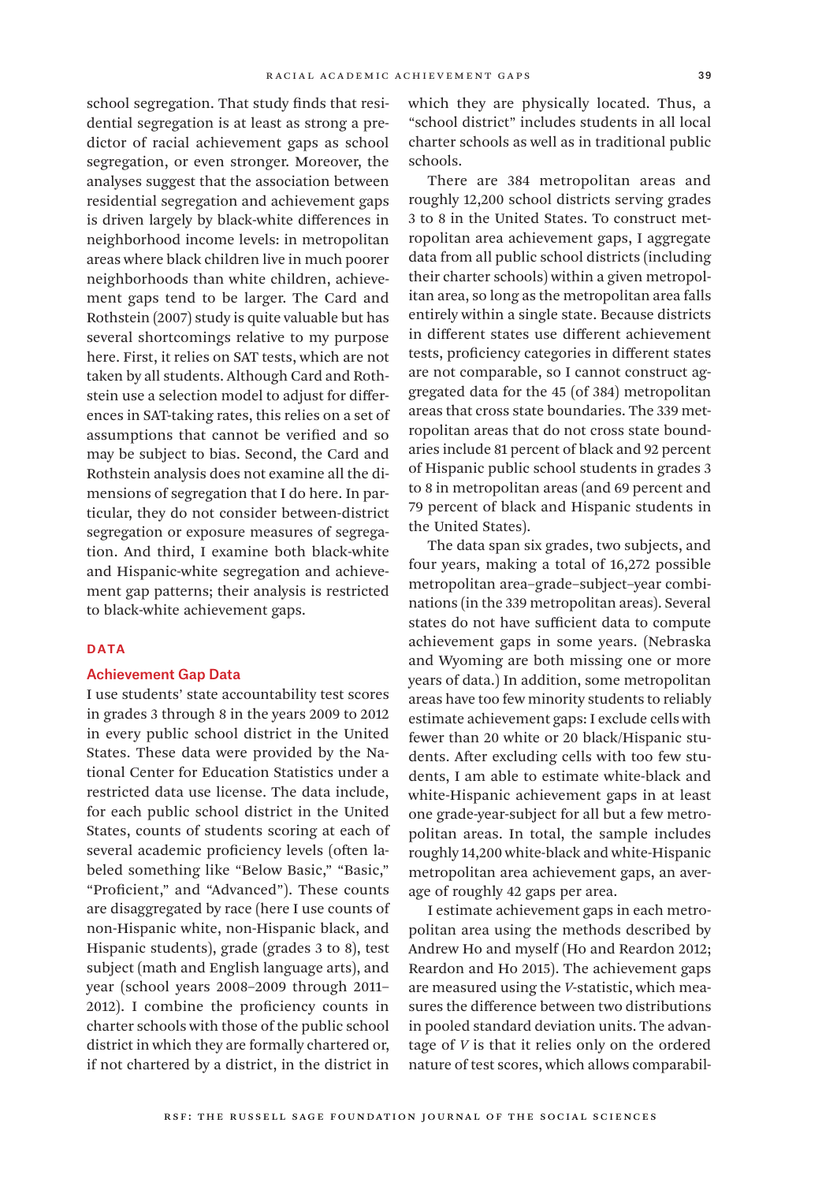school segregation. That study finds that residential segregation is at least as strong a predictor of racial achievement gaps as school segregation, or even stronger. Moreover, the analyses suggest that the association between residential segregation and achievement gaps is driven largely by black-white differences in neighborhood income levels: in metropolitan areas where black children live in much poorer neighborhoods than white children, achievement gaps tend to be larger. The Card and Rothstein (2007) study is quite valuable but has several shortcomings relative to my purpose here. First, it relies on SAT tests, which are not taken by all students. Although Card and Rothstein use a selection model to adjust for differences in SAT-taking rates, this relies on a set of assumptions that cannot be verified and so may be subject to bias. Second, the Card and Rothstein analysis does not examine all the dimensions of segregation that I do here. In particular, they do not consider between-district segregation or exposure measures of segregation. And third, I examine both black-white and Hispanic-white segregation and achievement gap patterns; their analysis is restricted to black-white achievement gaps.

## DATA

### Achievement Gap Data

I use students' state accountability test scores in grades 3 through 8 in the years 2009 to 2012 in every public school district in the United States. These data were provided by the National Center for Education Statistics under a restricted data use license. The data include, for each public school district in the United States, counts of students scoring at each of several academic proficiency levels (often labeled something like "Below Basic," "Basic," "Proficient," and "Advanced"). These counts are disaggregated by race (here I use counts of non-Hispanic white, non-Hispanic black, and Hispanic students), grade (grades 3 to 8), test subject (math and English language arts), and year (school years 2008–2009 through 2011–2012). I combine the proficiency counts in charter schools with those of the public school district in which they are formally chartered or, if not chartered by a district, in the district in which they are physically located. Thus, a "school district" includes students in all local charter schools as well as in traditional public schools.

There are 384 metropolitan areas and roughly 12,200 school districts serving grades 3 to 8 in the United States. To construct metropolitan area achievement gaps, I aggregate data from all public school districts (including their charter schools) within a given metropolitan area, so long as the metropolitan area falls entirely within a single state. Because districts in different states use different achievement tests, proficiency categories in different states are not comparable, so I cannot construct aggregated data for the 45 (of 384) metropolitan areas that cross state boundaries. The 339 metropolitan areas that do not cross state boundaries include 81 percent of black and 92 percent of Hispanic public school students in grades 3 to 8 in metropolitan areas (and 69 percent and 79 percent of black and Hispanic students in the United States).

The data span six grades, two subjects, and four years, making a total of 16,272 possible metropolitan area–grade–subject–year combinations (in the 339 metropolitan areas). Several states do not have sufficient data to compute achievement gaps in some years. (Nebraska and Wyoming are both missing one or more years of data.) In addition, some metropolitan areas have too few minority students to reliably estimate achievement gaps: I exclude cells with fewer than 20 white or 20 black/Hispanic students. After excluding cells with too few students, I am able to estimate white-black and white-Hispanic achievement gaps in at least one grade-year-subject for all but a few metropolitan areas. In total, the sample includes roughly 14,200 white-black and white-Hispanic metropolitan area achievement gaps, an average of roughly 42 gaps per area.

I estimate achievement gaps in each metropolitan area using the methods described by Andrew Ho and myself (Ho and Reardon 2012; Reardon and Ho 2015). The achievement gaps are measured using the *V*-statistic, which measures the difference between two distributions in pooled standard deviation units. The advantage of *V* is that it relies only on the ordered nature of test scores, which allows comparabil-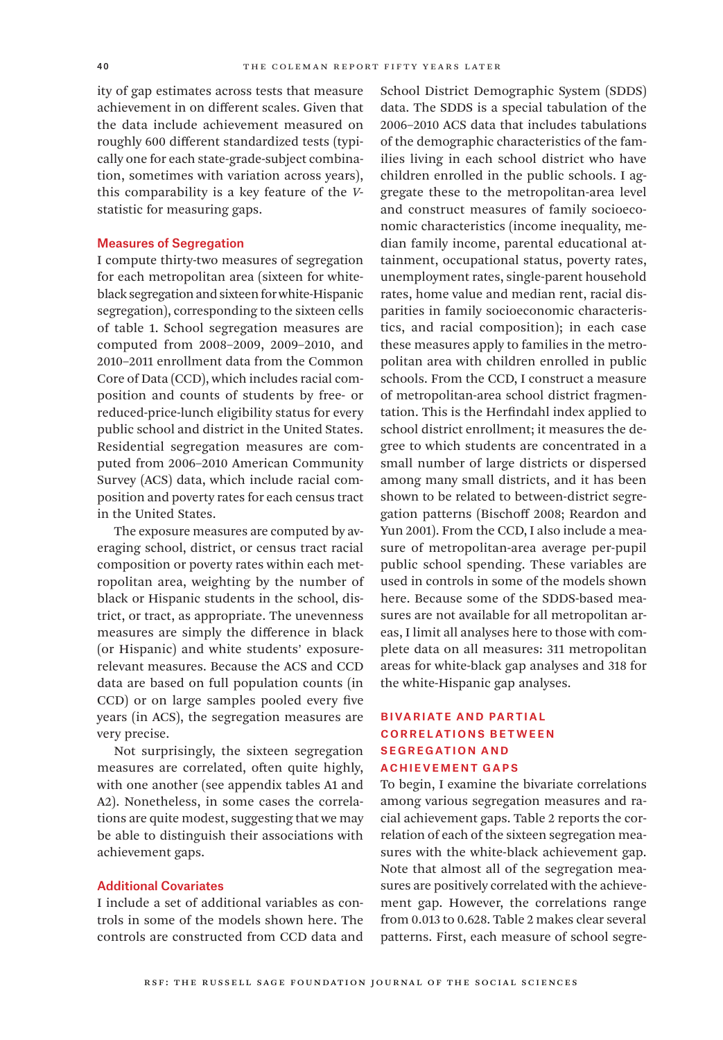ity of gap estimates across tests that measure achievement in on different scales. Given that the data include achievement measured on roughly 600 different standardized tests (typically one for each state-grade-subject combination, sometimes with variation across years), this comparability is a key feature of the *V*-statistic for measuring gaps.

### Measures of Segregation

I compute thirty-two measures of segregation for each metropolitan area (sixteen for white-black segregation and sixteen for white-Hispanic segregation), corresponding to the sixteen cells of table 1. School segregation measures are computed from 2008–2009, 2009–2010, and 2010–2011 enrollment data from the Common Core of Data (CCD), which includes racial composition and counts of students by free- or reduced-price-lunch eligibility status for every public school and district in the United States. Residential segregation measures are computed from 2006–2010 American Community Survey (ACS) data, which include racial composition and poverty rates for each census tract in the United States.

The exposure measures are computed by averaging school, district, or census tract racial composition or poverty rates within each metropolitan area, weighting by the number of black or Hispanic students in the school, district, or tract, as appropriate. The unevenness measures are simply the difference in black (or Hispanic) and white students' exposure-relevant measures. Because the ACS and CCD data are based on full population counts (in CCD) or on large samples pooled every five years (in ACS), the segregation measures are very precise.

Not surprisingly, the sixteen segregation measures are correlated, often quite highly, with one another (see appendix tables A1 and A2). Nonetheless, in some cases the correlations are quite modest, suggesting that we may be able to distinguish their associations with achievement gaps.

### Additional Covariates

I include a set of additional variables as controls in some of the models shown here. The controls are constructed from CCD data and School District Demographic System (SDDS) data. The SDDS is a special tabulation of the 2006–2010 ACS data that includes tabulations of the demographic characteristics of the families living in each school district who have children enrolled in the public schools. I aggregate these to the metropolitan-area level and construct measures of family socioeconomic characteristics (income inequality, median family income, parental educational attainment, occupational status, poverty rates, unemployment rates, single-parent household rates, home value and median rent, racial disparities in family socioeconomic characteristics, and racial composition); in each case these measures apply to families in the metropolitan area with children enrolled in public schools. From the CCD, I construct a measure of metropolitan-area school district fragmentation. This is the Herfindahl index applied to school district enrollment; it measures the degree to which students are concentrated in a small number of large districts or dispersed among many small districts, and it has been shown to be related to between-district segregation patterns (Bischoff 2008; Reardon and Yun 2001). From the CCD, I also include a measure of metropolitan-area average per-pupil public school spending. These variables are used in controls in some of the models shown here. Because some of the SDDS-based measures are not available for all metropolitan areas, I limit all analyses here to those with complete data on all measures: 311 metropolitan areas for white-black gap analyses and 318 for the white-Hispanic gap analyses.

## BIVARIATE AND PARTIAL CORRELATIONS BETWEEN SEGREGATION AND ACHIEVEMENT GAPS

To begin, I examine the bivariate correlations among various segregation measures and racial achievement gaps. Table 2 reports the correlation of each of the sixteen segregation measures with the white-black achievement gap. Note that almost all of the segregation measures are positively correlated with the achievement gap. However, the correlations range from 0.013 to 0.628. Table 2 makes clear several patterns. First, each measure of school segre-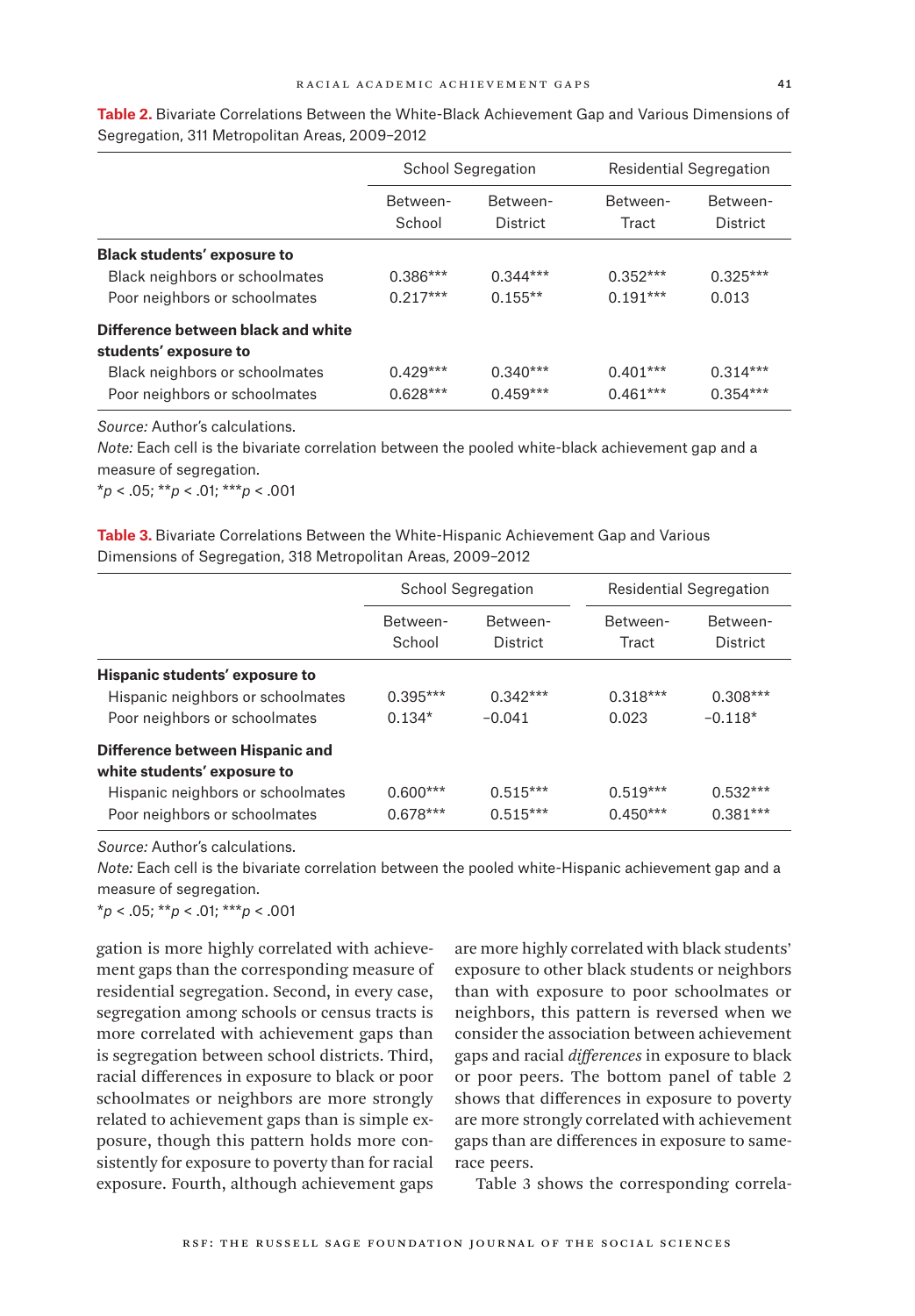**Table 2.** Bivariate Correlations Between the White-Black Achievement Gap and Various Dimensions of Segregation, 311 Metropolitan Areas, 2009–2012

| | School Segregation | | Residential Segregation | |
|---|---|---|---|---|
| | Between-School | Between-District | Between-Tract | Between-District |
| **Black students' exposure to** | | | | |
| Black neighbors or schoolmates | 0.386*** | 0.344*** | 0.352*** | 0.325*** |
| Poor neighbors or schoolmates | 0.217*** | 0.155** | 0.191*** | 0.013 |
| **Difference between black and white students' exposure to** | | | | |
| Black neighbors or schoolmates | 0.429*** | 0.340*** | 0.401*** | 0.314*** |
| Poor neighbors or schoolmates | 0.628*** | 0.459*** | 0.461*** | 0.354*** |

*Source:* Author's calculations.

*Note:* Each cell is the bivariate correlation between the pooled white-black achievement gap and a measure of segregation.

*$p < .05$; **$p < .01$; ***$p < .001$

**Table 3.** Bivariate Correlations Between the White-Hispanic Achievement Gap and Various Dimensions of Segregation, 318 Metropolitan Areas, 2009–2012

| | School Segregation | | Residential Segregation | |
|---|---|---|---|---|
| | Between-School | Between-District | Between-Tract | Between-District |
| **Hispanic students' exposure to** | | | | |
| Hispanic neighbors or schoolmates | 0.395*** | 0.342*** | 0.318*** | 0.308*** |
| Poor neighbors or schoolmates | 0.134* | −0.041 | 0.023 | −0.118* |
| **Difference between Hispanic and white students' exposure to** | | | | |
| Hispanic neighbors or schoolmates | 0.600*** | 0.515*** | 0.519*** | 0.532*** |
| Poor neighbors or schoolmates | 0.678*** | 0.515*** | 0.450*** | 0.381*** |

*Source:* Author's calculations.

*Note:* Each cell is the bivariate correlation between the pooled white-Hispanic achievement gap and a measure of segregation.

*$p < .05$; **$p < .01$; ***$p < .001$

gation is more highly correlated with achievement gaps than the corresponding measure of residential segregation. Second, in every case, segregation among schools or census tracts is more correlated with achievement gaps than is segregation between school districts. Third, racial differences in exposure to black or poor schoolmates or neighbors are more strongly related to achievement gaps than is simple exposure, though this pattern holds more consistently for exposure to poverty than for racial exposure. Fourth, although achievement gaps are more highly correlated with black students' exposure to other black students or neighbors than with exposure to poor schoolmates or neighbors, this pattern is reversed when we consider the association between achievement gaps and racial *differences* in exposure to black or poor peers. The bottom panel of table 2 shows that differences in exposure to poverty are more strongly correlated with achievement gaps than are differences in exposure to same-race peers.

Table 3 shows the corresponding correla-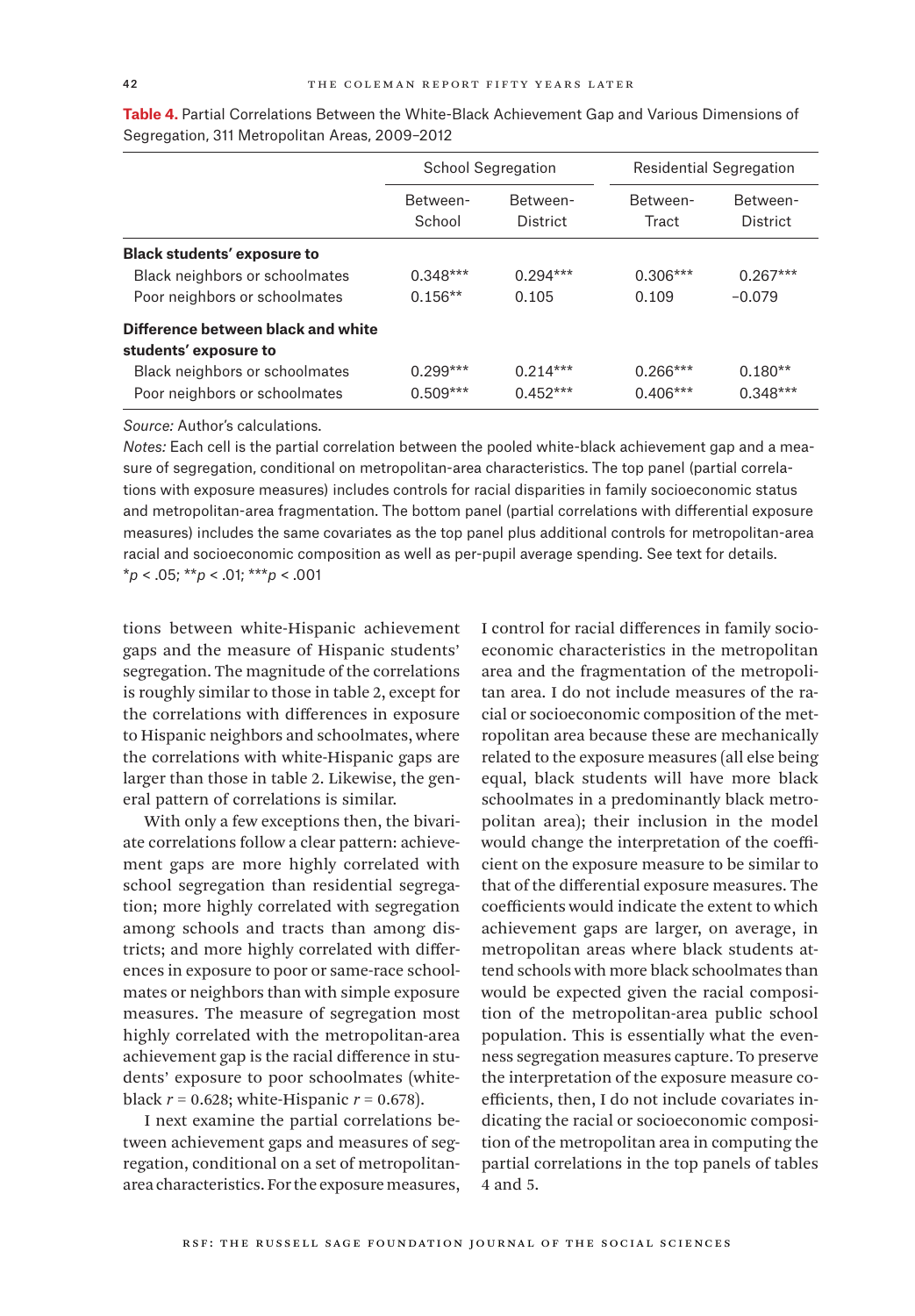**Table 4.** Partial Correlations Between the White-Black Achievement Gap and Various Dimensions of Segregation, 311 Metropolitan Areas, 2009–2012

| | School Segregation | | Residential Segregation | |
|---|---|---|---|---|
| | Between-School | Between-District | Between-Tract | Between-District |
| **Black students' exposure to** | | | | |
| Black neighbors or schoolmates | 0.348*** | 0.294*** | 0.306*** | 0.267*** |
| Poor neighbors or schoolmates | 0.156** | 0.105 | 0.109 | −0.079 |
| **Difference between black and white students' exposure to** | | | | |
| Black neighbors or schoolmates | 0.299*** | 0.214*** | 0.266*** | 0.180** |
| Poor neighbors or schoolmates | 0.509*** | 0.452*** | 0.406*** | 0.348*** |

*Source:* Author's calculations.

*Notes:* Each cell is the partial correlation between the pooled white-black achievement gap and a measure of segregation, conditional on metropolitan-area characteristics. The top panel (partial correlations with exposure measures) includes controls for racial disparities in family socioeconomic status and metropolitan-area fragmentation. The bottom panel (partial correlations with differential exposure measures) includes the same covariates as the top panel plus additional controls for metropolitan-area racial and socioeconomic composition as well as per-pupil average spending. See text for details.

*$p < .05$; **$p < .01$; ***$p < .001$

tions between white-Hispanic achievement gaps and the measure of Hispanic students' segregation. The magnitude of the correlations is roughly similar to those in table 2, except for the correlations with differences in exposure to Hispanic neighbors and schoolmates, where the correlations with white-Hispanic gaps are larger than those in table 2. Likewise, the general pattern of correlations is similar.

With only a few exceptions then, the bivariate correlations follow a clear pattern: achievement gaps are more highly correlated with school segregation than residential segregation; more highly correlated with segregation among schools and tracts than among districts; and more highly correlated with differences in exposure to poor or same-race schoolmates or neighbors than with simple exposure measures. The measure of segregation most highly correlated with the metropolitan-area achievement gap is the racial difference in students' exposure to poor schoolmates (white-black $r = 0.628$; white-Hispanic $r = 0.678$).

I next examine the partial correlations between achievement gaps and measures of segregation, conditional on a set of metropolitan-area characteristics. For the exposure measures, I control for racial differences in family socioeconomic characteristics in the metropolitan area and the fragmentation of the metropolitan area. I do not include measures of the racial or socioeconomic composition of the metropolitan area because these are mechanically related to the exposure measures (all else being equal, black students will have more black schoolmates in a predominantly black metropolitan area); their inclusion in the model would change the interpretation of the coefficient on the exposure measure to be similar to that of the differential exposure measures. The coefficients would indicate the extent to which achievement gaps are larger, on average, in metropolitan areas where black students attend schools with more black schoolmates than would be expected given the racial composition of the metropolitan-area public school population. This is essentially what the evenness segregation measures capture. To preserve the interpretation of the exposure measure coefficients, then, I do not include covariates indicating the racial or socioeconomic composition of the metropolitan area in computing the partial correlations in the top panels of tables 4 and 5.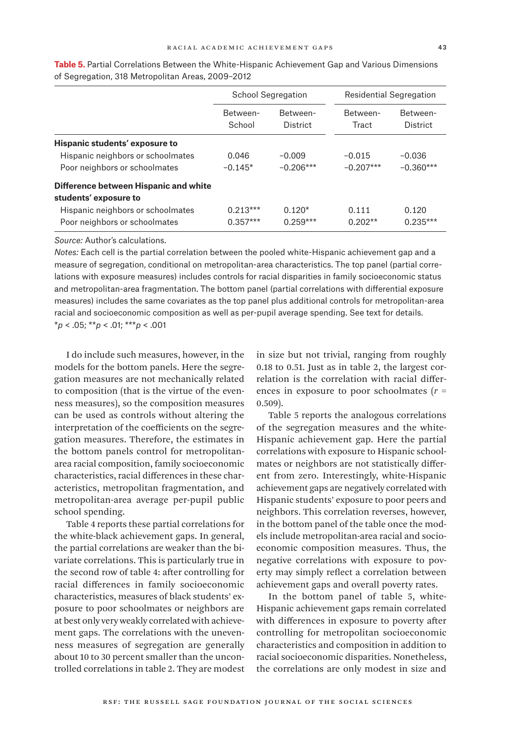**Table 5.** Partial Correlations Between the White-Hispanic Achievement Gap and Various Dimensions of Segregation, 318 Metropolitan Areas, 2009–2012

| | School Segregation | | Residential Segregation | |
|---|---|---|---|---|
| | Between-School | Between-District | Between-Tract | Between-District |
| **Hispanic students' exposure to** | | | | |
| Hispanic neighbors or schoolmates | 0.046 | −0.009 | −0.015 | −0.036 |
| Poor neighbors or schoolmates | −0.145* | −0.206*** | −0.207*** | −0.360*** |
| **Difference between Hispanic and white students' exposure to** | | | | |
| Hispanic neighbors or schoolmates | 0.213*** | 0.120* | 0.111 | 0.120 |
| Poor neighbors or schoolmates | 0.357*** | 0.259*** | 0.202** | 0.235*** |

*Source:* Author's calculations.

*Notes:* Each cell is the partial correlation between the pooled white-Hispanic achievement gap and a measure of segregation, conditional on metropolitan-area characteristics. The top panel (partial correlations with exposure measures) includes controls for racial disparities in family socioeconomic status and metropolitan-area fragmentation. The bottom panel (partial correlations with differential exposure measures) includes the same covariates as the top panel plus additional controls for metropolitan-area racial and socioeconomic composition as well as per-pupil average spending. See text for details.
*$p < .05$; **$p < .01$; ***$p < .001$

I do include such measures, however, in the models for the bottom panels. Here the segregation measures are not mechanically related to composition (that is the virtue of the evenness measures), so the composition measures can be used as controls without altering the interpretation of the coefficients on the segregation measures. Therefore, the estimates in the bottom panels control for metropolitan-area racial composition, family socioeconomic characteristics, racial differences in these characteristics, metropolitan fragmentation, and metropolitan-area average per-pupil public school spending.

Table 4 reports these partial correlations for the white-black achievement gaps. In general, the partial correlations are weaker than the bivariate correlations. This is particularly true in the second row of table 4: after controlling for racial differences in family socioeconomic characteristics, measures of black students' exposure to poor schoolmates or neighbors are at best only very weakly correlated with achievement gaps. The correlations with the unevenness measures of segregation are generally about 10 to 30 percent smaller than the uncontrolled correlations in table 2. They are modest in size but not trivial, ranging from roughly 0.18 to 0.51. Just as in table 2, the largest correlation is the correlation with racial differences in exposure to poor schoolmates ($r = 0.509$).

Table 5 reports the analogous correlations of the segregation measures and the white-Hispanic achievement gap. Here the partial correlations with exposure to Hispanic schoolmates or neighbors are not statistically different from zero. Interestingly, white-Hispanic achievement gaps are negatively correlated with Hispanic students' exposure to poor peers and neighbors. This correlation reverses, however, in the bottom panel of the table once the models include metropolitan-area racial and socioeconomic composition measures. Thus, the negative correlations with exposure to poverty may simply reflect a correlation between achievement gaps and overall poverty rates.

In the bottom panel of table 5, white-Hispanic achievement gaps remain correlated with differences in exposure to poverty after controlling for metropolitan socioeconomic characteristics and composition in addition to racial socioeconomic disparities. Nonetheless, the correlations are only modest in size and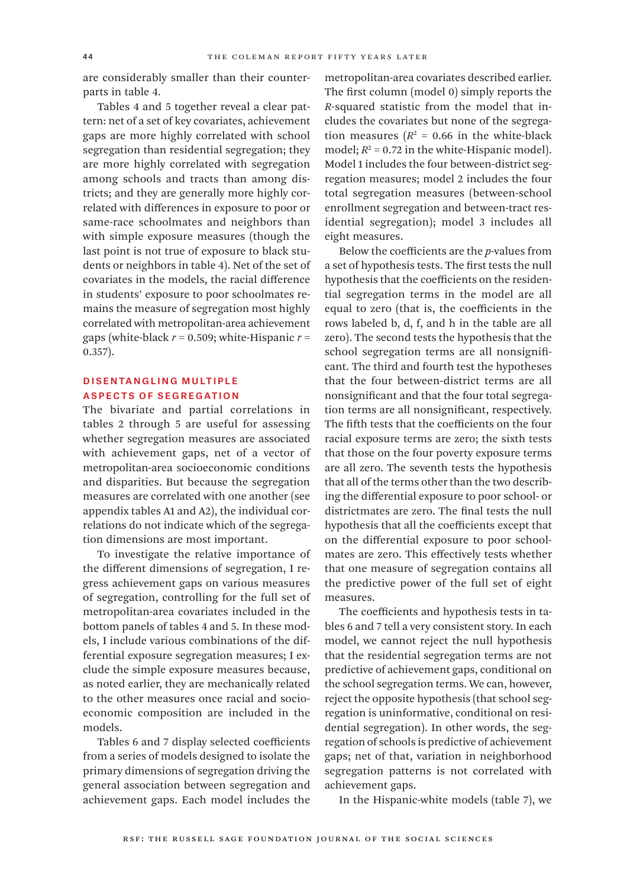are considerably smaller than their counterparts in table 4.

Tables 4 and 5 together reveal a clear pattern: net of a set of key covariates, achievement gaps are more highly correlated with school segregation than residential segregation; they are more highly correlated with segregation among schools and tracts than among districts; and they are generally more highly correlated with differences in exposure to poor or same-race schoolmates and neighbors than with simple exposure measures (though the last point is not true of exposure to black students or neighbors in table 4). Net of the set of covariates in the models, the racial difference in students' exposure to poor schoolmates remains the measure of segregation most highly correlated with metropolitan-area achievement gaps (white-black $r = 0.509$; white-Hispanic $r = 0.357$).

## DISENTANGLING MULTIPLE ASPECTS OF SEGREGATION

The bivariate and partial correlations in tables 2 through 5 are useful for assessing whether segregation measures are associated with achievement gaps, net of a vector of metropolitan-area socioeconomic conditions and disparities. But because the segregation measures are correlated with one another (see appendix tables A1 and A2), the individual correlations do not indicate which of the segregation dimensions are most important.

To investigate the relative importance of the different dimensions of segregation, I regress achievement gaps on various measures of segregation, controlling for the full set of metropolitan-area covariates included in the bottom panels of tables 4 and 5. In these models, I include various combinations of the differential exposure segregation measures; I exclude the simple exposure measures because, as noted earlier, they are mechanically related to the other measures once racial and socioeconomic composition are included in the models.

Tables 6 and 7 display selected coefficients from a series of models designed to isolate the primary dimensions of segregation driving the general association between segregation and achievement gaps. Each model includes the metropolitan-area covariates described earlier. The first column (model 0) simply reports the *R*-squared statistic from the model that includes the covariates but none of the segregation measures ($R^2 = 0.66$ in the white-black model; $R^2 = 0.72$ in the white-Hispanic model). Model 1 includes the four between-district segregation measures; model 2 includes the four total segregation measures (between-school enrollment segregation and between-tract residential segregation); model 3 includes all eight measures.

Below the coefficients are the *p*-values from a set of hypothesis tests. The first tests the null hypothesis that the coefficients on the residential segregation terms in the model are all equal to zero (that is, the coefficients in the rows labeled b, d, f, and h in the table are all zero). The second tests the hypothesis that the school segregation terms are all nonsignificant. The third and fourth test the hypotheses that the four between-district terms are all nonsignificant and that the four total segregation terms are all nonsignificant, respectively. The fifth tests that the coefficients on the four racial exposure terms are zero; the sixth tests that those on the four poverty exposure terms are all zero. The seventh tests the hypothesis that all of the terms other than the two describing the differential exposure to poor school- or districtmates are zero. The final tests the null hypothesis that all the coefficients except that on the differential exposure to poor schoolmates are zero. This effectively tests whether that one measure of segregation contains all the predictive power of the full set of eight measures.

The coefficients and hypothesis tests in tables 6 and 7 tell a very consistent story. In each model, we cannot reject the null hypothesis that the residential segregation terms are not predictive of achievement gaps, conditional on the school segregation terms. We can, however, reject the opposite hypothesis (that school segregation is uninformative, conditional on residential segregation). In other words, the segregation of schools is predictive of achievement gaps; net of that, variation in neighborhood segregation patterns is not correlated with achievement gaps.

In the Hispanic-white models (table 7), we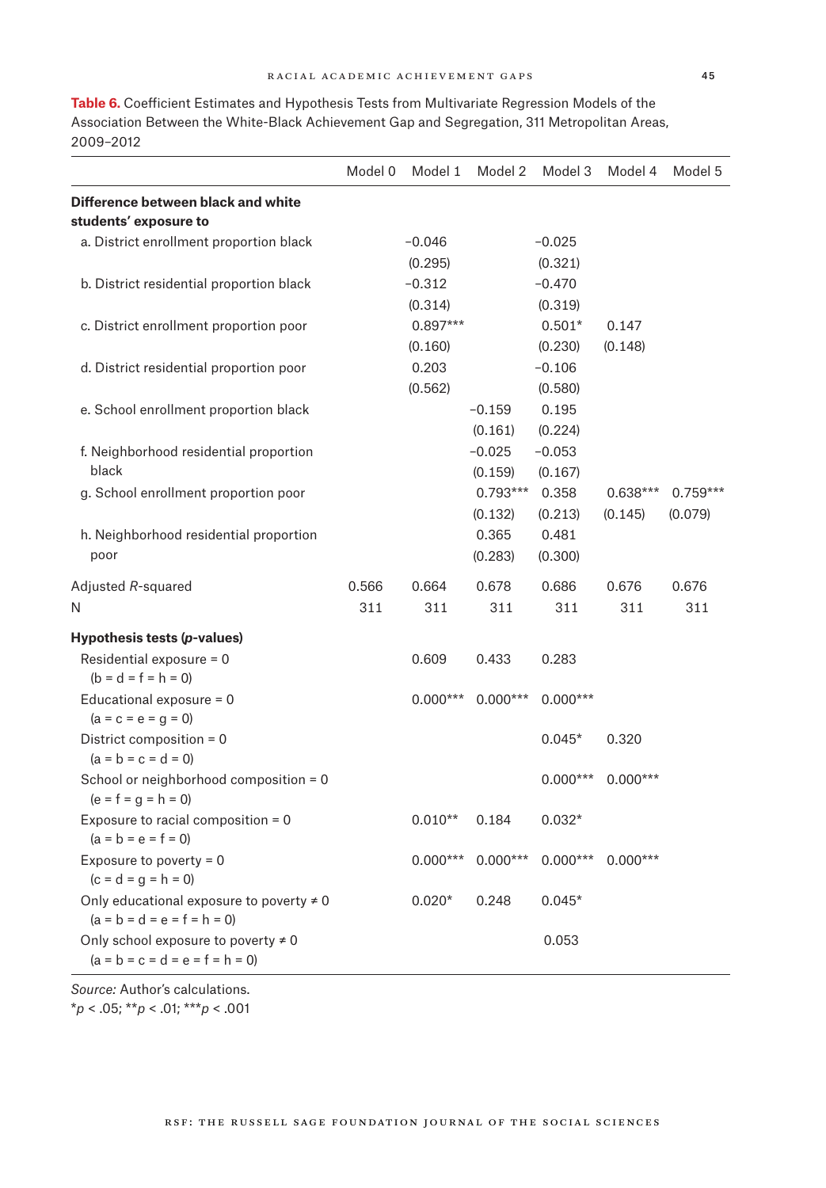**Table 6.** Coefficient Estimates and Hypothesis Tests from Multivariate Regression Models of the Association Between the White-Black Achievement Gap and Segregation, 311 Metropolitan Areas, 2009–2012

| | Model 0 | Model 1 | Model 2 | Model 3 | Model 4 | Model 5 |
|---|---|---|---|---|---|---|
| **Difference between black and white students' exposure to** | | | | | | |
| a. District enrollment proportion black | | −0.046 | | −0.025 | | |
| | | (0.295) | | (0.321) | | |
| b. District residential proportion black | | −0.312 | | −0.470 | | |
| | | (0.314) | | (0.319) | | |
| c. District enrollment proportion poor | | 0.897*** | | 0.501* | 0.147 | |
| | | (0.160) | | (0.230) | (0.148) | |
| d. District residential proportion poor | | 0.203 | | −0.106 | | |
| | | (0.562) | | (0.580) | | |
| e. School enrollment proportion black | | | −0.159 | 0.195 | | |
| | | | (0.161) | (0.224) | | |
| f. Neighborhood residential proportion black | | | −0.025 | −0.053 | | |
| | | | (0.159) | (0.167) | | |
| g. School enrollment proportion poor | | | 0.793*** | 0.358 | 0.638*** | 0.759*** |
| | | | (0.132) | (0.213) | (0.145) | (0.079) |
| h. Neighborhood residential proportion poor | | | 0.365 | 0.481 | | |
| | | | (0.283) | (0.300) | | |
| Adjusted *R*-squared | 0.566 | 0.664 | 0.678 | 0.686 | 0.676 | 0.676 |
| N | 311 | 311 | 311 | 311 | 311 | 311 |
| **Hypothesis tests (*p*-values)** | | | | | | |
| Residential exposure = 0 (b = d = f = h = 0) | | 0.609 | 0.433 | 0.283 | | |
| Educational exposure = 0 (a = c = e = g = 0) | | 0.000*** | 0.000*** | 0.000*** | | |
| District composition = 0 (a = b = c = d = 0) | | | | 0.045* | 0.320 | |
| School or neighborhood composition = 0 (e = f = g = h = 0) | | | | 0.000*** | 0.000*** | |
| Exposure to racial composition = 0 (a = b = e = f = 0) | | 0.010** | 0.184 | 0.032* | | |
| Exposure to poverty = 0 (c = d = g = h = 0) | | 0.000*** | 0.000*** | 0.000*** | 0.000*** | |
| Only educational exposure to poverty ≠ 0 (a = b = d = e = f = h = 0) | | 0.020* | 0.248 | 0.045* | | |
| Only school exposure to poverty ≠ 0 (a = b = c = d = e = f = h = 0) | | | | 0.053 | | |

*Source:* Author's calculations.
\**p* < .05; \*\**p* < .01; \*\*\**p* < .001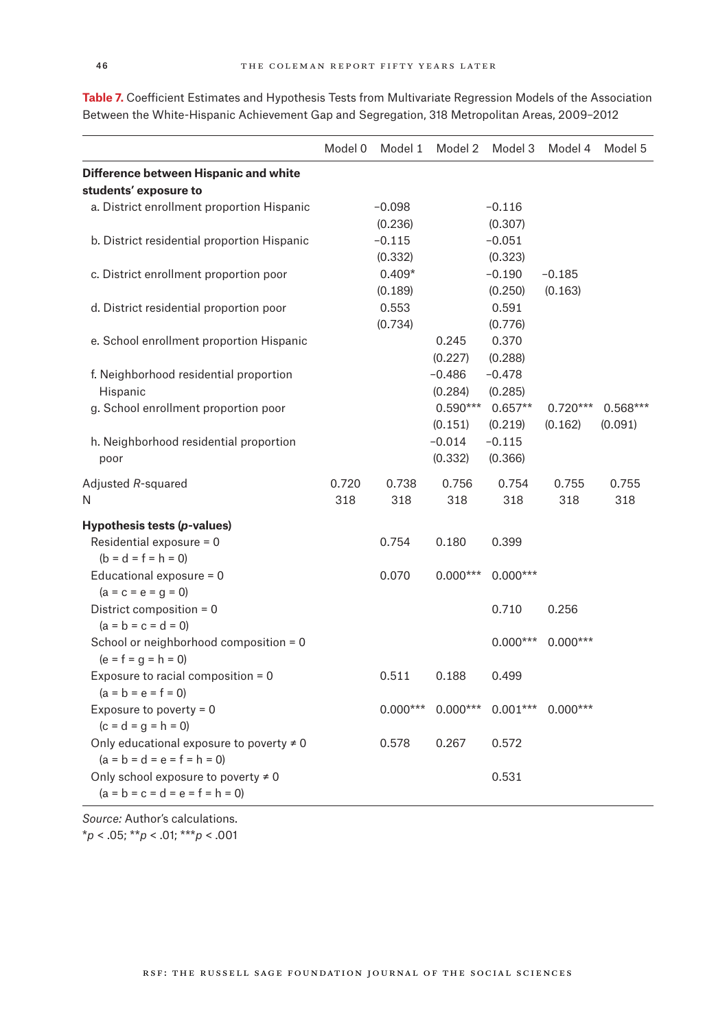**Table 7.** Coefficient Estimates and Hypothesis Tests from Multivariate Regression Models of the Association Between the White-Hispanic Achievement Gap and Segregation, 318 Metropolitan Areas, 2009–2012

| | Model 0 | Model 1 | Model 2 | Model 3 | Model 4 | Model 5 |
|---|---|---|---|---|---|---|
| **Difference between Hispanic and white students' exposure to** | | | | | | |
| a. District enrollment proportion Hispanic | | −0.098 | | −0.116 | | |
| | | (0.236) | | (0.307) | | |
| b. District residential proportion Hispanic | | −0.115 | | −0.051 | | |
| | | (0.332) | | (0.323) | | |
| c. District enrollment proportion poor | | 0.409* | | −0.190 | −0.185 | |
| | | (0.189) | | (0.250) | (0.163) | |
| d. District residential proportion poor | | 0.553 | | 0.591 | | |
| | | (0.734) | | (0.776) | | |
| e. School enrollment proportion Hispanic | | | 0.245 | 0.370 | | |
| | | | (0.227) | (0.288) | | |
| f. Neighborhood residential proportion Hispanic | | | −0.486 | −0.478 | | |
| | | | (0.284) | (0.285) | | |
| g. School enrollment proportion poor | | | 0.590*** | 0.657** | 0.720*** | 0.568*** |
| | | | (0.151) | (0.219) | (0.162) | (0.091) |
| h. Neighborhood residential proportion poor | | | −0.014 | −0.115 | | |
| | | | (0.332) | (0.366) | | |
| Adjusted *R*-squared | 0.720 | 0.738 | 0.756 | 0.754 | 0.755 | 0.755 |
| N | 318 | 318 | 318 | 318 | 318 | 318 |
| **Hypothesis tests (*p*-values)** | | | | | | |
| Residential exposure = 0 (b = d = f = h = 0) | | 0.754 | 0.180 | 0.399 | | |
| Educational exposure = 0 (a = c = e = g = 0) | | 0.070 | 0.000*** | 0.000*** | | |
| District composition = 0 (a = b = c = d = 0) | | | | 0.710 | 0.256 | |
| School or neighborhood composition = 0 (e = f = g = h = 0) | | | | 0.000*** | 0.000*** | |
| Exposure to racial composition = 0 (a = b = e = f = 0) | | 0.511 | 0.188 | 0.499 | | |
| Exposure to poverty = 0 (c = d = g = h = 0) | | 0.000*** | 0.000*** | 0.001*** | 0.000*** | |
| Only educational exposure to poverty ≠ 0 (a = b = d = e = f = h = 0) | | 0.578 | 0.267 | 0.572 | | |
| Only school exposure to poverty ≠ 0 (a = b = c = d = e = f = h = 0) | | | | 0.531 | | |

*Source:* Author's calculations.

*$p < .05$; **$p < .01$; ***$p < .001$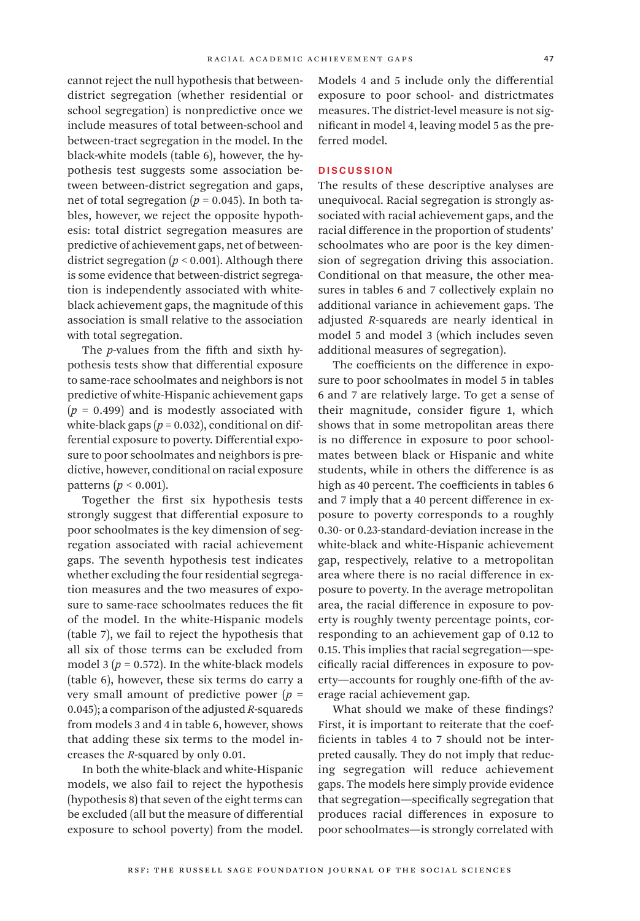cannot reject the null hypothesis that between-district segregation (whether residential or school segregation) is nonpredictive once we include measures of total between-school and between-tract segregation in the model. In the black-white models (table 6), however, the hypothesis test suggests some association between between-district segregation and gaps, net of total segregation ($p = 0.045$). In both tables, however, we reject the opposite hypothesis: total district segregation measures are predictive of achievement gaps, net of between-district segregation ($p < 0.001$). Although there is some evidence that between-district segregation is independently associated with white-black achievement gaps, the magnitude of this association is small relative to the association with total segregation.

The *p*-values from the fifth and sixth hypothesis tests show that differential exposure to same-race schoolmates and neighbors is not predictive of white-Hispanic achievement gaps ($p = 0.499$) and is modestly associated with white-black gaps ($p = 0.032$), conditional on differential exposure to poverty. Differential exposure to poor schoolmates and neighbors is predictive, however, conditional on racial exposure patterns ($p < 0.001$).

Together the first six hypothesis tests strongly suggest that differential exposure to poor schoolmates is the key dimension of segregation associated with racial achievement gaps. The seventh hypothesis test indicates whether excluding the four residential segregation measures and the two measures of exposure to same-race schoolmates reduces the fit of the model. In the white-Hispanic models (table 7), we fail to reject the hypothesis that all six of those terms can be excluded from model 3 ($p = 0.572$). In the white-black models (table 6), however, these six terms do carry a very small amount of predictive power ($p = 0.045$); a comparison of the adjusted *R*-squareds from models 3 and 4 in table 6, however, shows that adding these six terms to the model increases the *R*-squared by only 0.01.

In both the white-black and white-Hispanic models, we also fail to reject the hypothesis (hypothesis 8) that seven of the eight terms can be excluded (all but the measure of differential exposure to school poverty) from the model. Models 4 and 5 include only the differential exposure to poor school- and districtmates measures. The district-level measure is not significant in model 4, leaving model 5 as the preferred model.

## DISCUSSION

The results of these descriptive analyses are unequivocal. Racial segregation is strongly associated with racial achievement gaps, and the racial difference in the proportion of students' schoolmates who are poor is the key dimension of segregation driving this association. Conditional on that measure, the other measures in tables 6 and 7 collectively explain no additional variance in achievement gaps. The adjusted *R*-squareds are nearly identical in model 5 and model 3 (which includes seven additional measures of segregation).

The coefficients on the difference in exposure to poor schoolmates in model 5 in tables 6 and 7 are relatively large. To get a sense of their magnitude, consider figure 1, which shows that in some metropolitan areas there is no difference in exposure to poor schoolmates between black or Hispanic and white students, while in others the difference is as high as 40 percent. The coefficients in tables 6 and 7 imply that a 40 percent difference in exposure to poverty corresponds to a roughly 0.30- or 0.23-standard-deviation increase in the white-black and white-Hispanic achievement gap, respectively, relative to a metropolitan area where there is no racial difference in exposure to poverty. In the average metropolitan area, the racial difference in exposure to poverty is roughly twenty percentage points, corresponding to an achievement gap of 0.12 to 0.15. This implies that racial segregation—specifically racial differences in exposure to poverty—accounts for roughly one-fifth of the average racial achievement gap.

What should we make of these findings? First, it is important to reiterate that the coefficients in tables 4 to 7 should not be interpreted causally. They do not imply that reducing segregation will reduce achievement gaps. The models here simply provide evidence that segregation—specifically segregation that produces racial differences in exposure to poor schoolmates—is strongly correlated with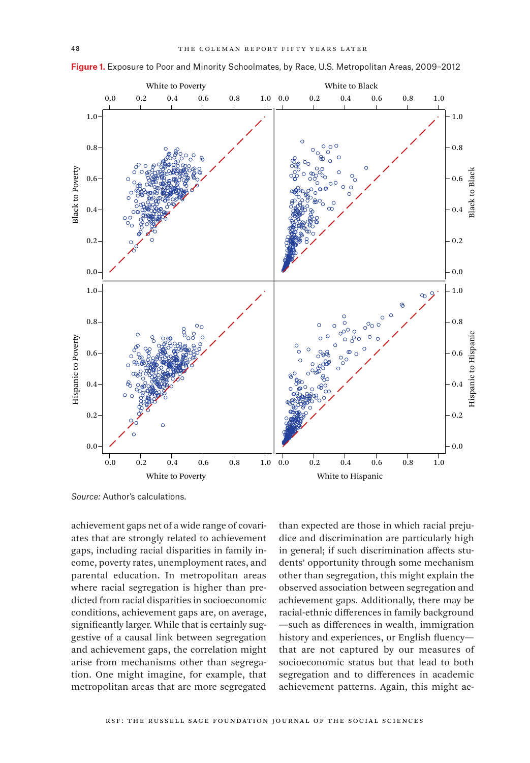**Figure 1.** Exposure to Poor and Minority Schoolmates, by Race, U.S. Metropolitan Areas, 2009–2012

*Source:* Author's calculations.

achievement gaps net of a wide range of covariates that are strongly related to achievement gaps, including racial disparities in family income, poverty rates, unemployment rates, and parental education. In metropolitan areas where racial segregation is higher than predicted from racial disparities in socioeconomic conditions, achievement gaps are, on average, significantly larger. While that is certainly suggestive of a causal link between segregation and achievement gaps, the correlation might arise from mechanisms other than segregation. One might imagine, for example, that metropolitan areas that are more segregated than expected are those in which racial prejudice and discrimination are particularly high in general; if such discrimination affects students' opportunity through some mechanism other than segregation, this might explain the observed association between segregation and achievement gaps. Additionally, there may be racial-ethnic differences in family background—such as differences in wealth, immigration history and experiences, or English fluency—that are not captured by our measures of socioeconomic status but that lead to both segregation and to differences in academic achievement patterns. Again, this might ac-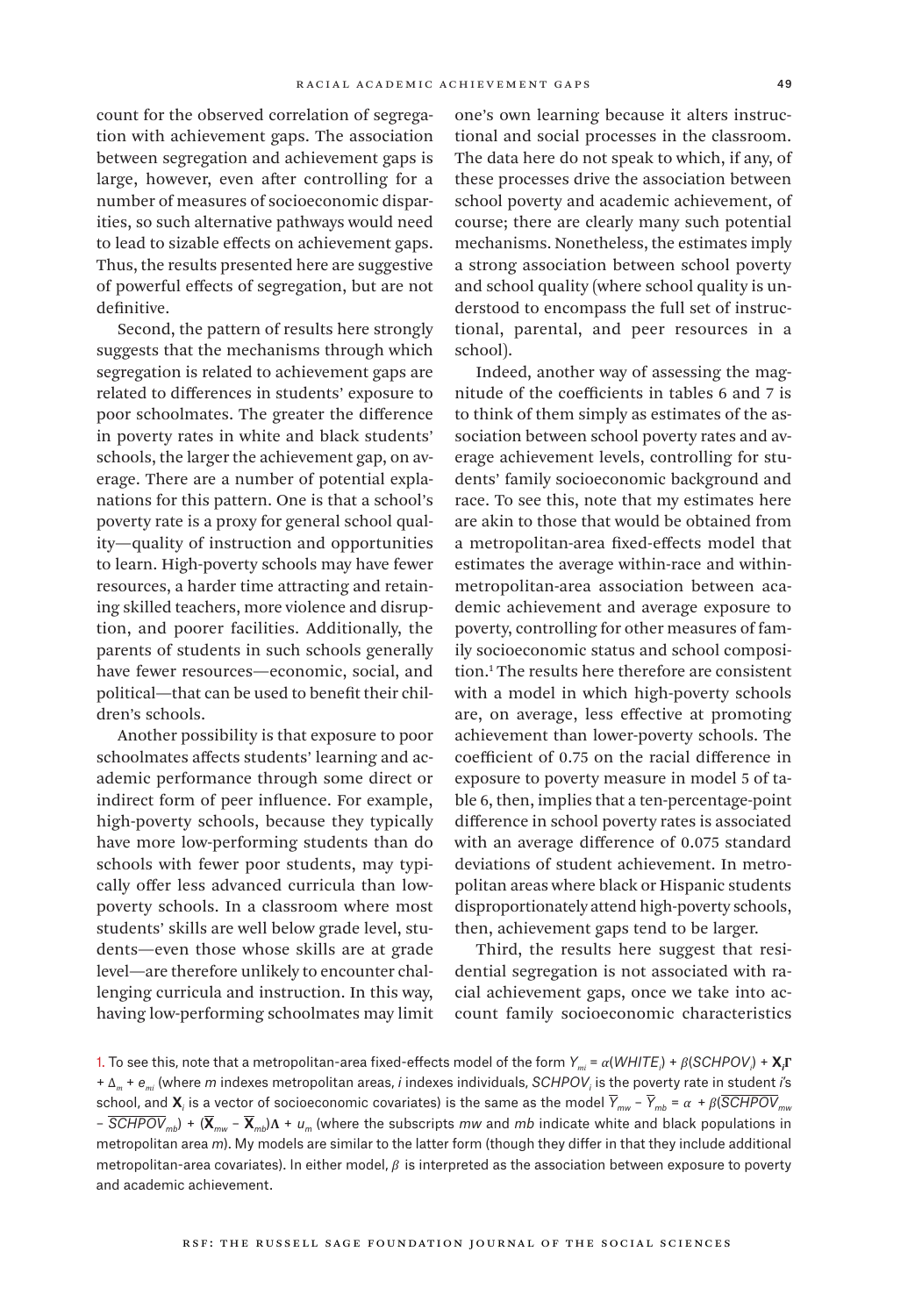count for the observed correlation of segregation with achievement gaps. The association between segregation and achievement gaps is large, however, even after controlling for a number of measures of socioeconomic disparities, so such alternative pathways would need to lead to sizable effects on achievement gaps. Thus, the results presented here are suggestive of powerful effects of segregation, but are not definitive.

Second, the pattern of results here strongly suggests that the mechanisms through which segregation is related to achievement gaps are related to differences in students' exposure to poor schoolmates. The greater the difference in poverty rates in white and black students' schools, the larger the achievement gap, on average. There are a number of potential explanations for this pattern. One is that a school's poverty rate is a proxy for general school quality—quality of instruction and opportunities to learn. High-poverty schools may have fewer resources, a harder time attracting and retaining skilled teachers, more violence and disruption, and poorer facilities. Additionally, the parents of students in such schools generally have fewer resources—economic, social, and political—that can be used to benefit their children's schools.

Another possibility is that exposure to poor schoolmates affects students' learning and academic performance through some direct or indirect form of peer influence. For example, high-poverty schools, because they typically have more low-performing students than do schools with fewer poor students, may typically offer less advanced curricula than low-poverty schools. In a classroom where most students' skills are well below grade level, students—even those whose skills are at grade level—are therefore unlikely to encounter challenging curricula and instruction. In this way, having low-performing schoolmates may limit one's own learning because it alters instructional and social processes in the classroom. The data here do not speak to which, if any, of these processes drive the association between school poverty and academic achievement, of course; there are clearly many such potential mechanisms. Nonetheless, the estimates imply a strong association between school poverty and school quality (where school quality is understood to encompass the full set of instructional, parental, and peer resources in a school).

Indeed, another way of assessing the magnitude of the coefficients in tables 6 and 7 is to think of them simply as estimates of the association between school poverty rates and average achievement levels, controlling for students' family socioeconomic background and race. To see this, note that my estimates here are akin to those that would be obtained from a metropolitan-area fixed-effects model that estimates the average within-race and within-metropolitan-area association between academic achievement and average exposure to poverty, controlling for other measures of family socioeconomic status and school composition.[1] The results here therefore are consistent with a model in which high-poverty schools are, on average, less effective at promoting achievement than lower-poverty schools. The coefficient of 0.75 on the racial difference in exposure to poverty measure in model 5 of table 6, then, implies that a ten-percentage-point difference in school poverty rates is associated with an average difference of 0.075 standard deviations of student achievement. In metropolitan areas where black or Hispanic students disproportionately attend high-poverty schools, then, achievement gaps tend to be larger.

Third, the results here suggest that residential segregation is not associated with racial achievement gaps, once we take into account family socioeconomic characteristics

1. To see this, note that a metropolitan-area fixed-effects model of the form $Y_{mi} = \alpha(WHITE_i) + \beta(SCHPOV_i) + \mathbf{X}_i\boldsymbol{\Gamma} + \Delta_m + e_{mi}$ (where $m$ indexes metropolitan areas, $i$ indexes individuals, $SCHPOV_i$ is the poverty rate in student $i$'s school, and $\mathbf{X}_i$ is a vector of socioeconomic covariates) is the same as the model $\overline{Y}_{mw} - \overline{Y}_{mb} = \alpha + \beta(\overline{SCHPOV}_{mw} - \overline{SCHPOV}_{mb}) + (\overline{\mathbf{X}}_{mw} - \overline{\mathbf{X}}_{mb})\boldsymbol{\Lambda} + u_m$ (where the subscripts $mw$ and $mb$ indicate white and black populations in metropolitan area $m$). My models are similar to the latter form (though they differ in that they include additional metropolitan-area covariates). In either model, $\beta$ is interpreted as the association between exposure to poverty and academic achievement.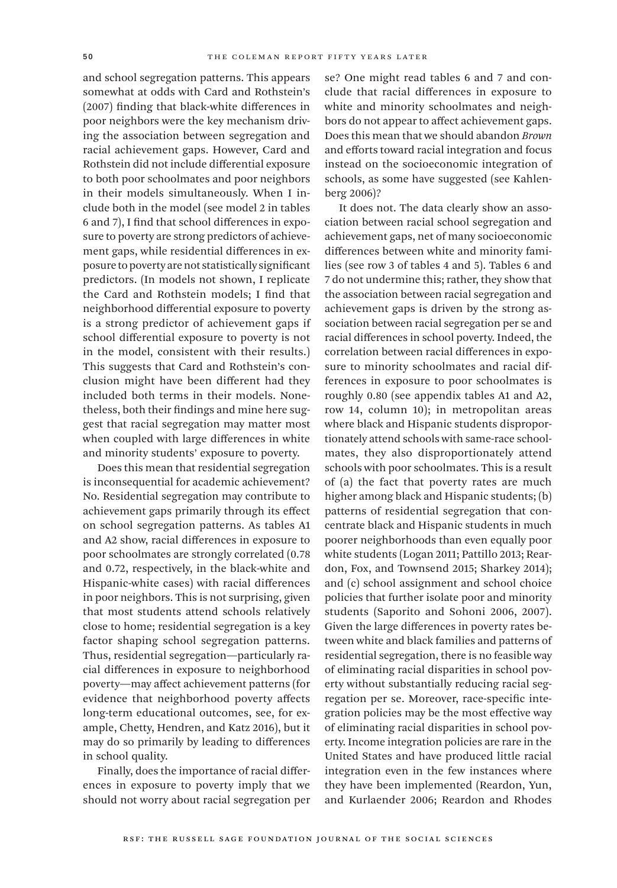and school segregation patterns. This appears somewhat at odds with Card and Rothstein's (2007) finding that black-white differences in poor neighbors were the key mechanism driving the association between segregation and racial achievement gaps. However, Card and Rothstein did not include differential exposure to both poor schoolmates and poor neighbors in their models simultaneously. When I include both in the model (see model 2 in tables 6 and 7), I find that school differences in exposure to poverty are strong predictors of achievement gaps, while residential differences in exposure to poverty are not statistically significant predictors. (In models not shown, I replicate the Card and Rothstein models; I find that neighborhood differential exposure to poverty is a strong predictor of achievement gaps if school differential exposure to poverty is not in the model, consistent with their results.) This suggests that Card and Rothstein's conclusion might have been different had they included both terms in their models. Nonetheless, both their findings and mine here suggest that racial segregation may matter most when coupled with large differences in white and minority students' exposure to poverty.

Does this mean that residential segregation is inconsequential for academic achievement? No. Residential segregation may contribute to achievement gaps primarily through its effect on school segregation patterns. As tables A1 and A2 show, racial differences in exposure to poor schoolmates are strongly correlated (0.78 and 0.72, respectively, in the black-white and Hispanic-white cases) with racial differences in poor neighbors. This is not surprising, given that most students attend schools relatively close to home; residential segregation is a key factor shaping school segregation patterns. Thus, residential segregation—particularly racial differences in exposure to neighborhood poverty—may affect achievement patterns (for evidence that neighborhood poverty affects long-term educational outcomes, see, for example, Chetty, Hendren, and Katz 2016), but it may do so primarily by leading to differences in school quality.

Finally, does the importance of racial differences in exposure to poverty imply that we should not worry about racial segregation per se? One might read tables 6 and 7 and conclude that racial differences in exposure to white and minority schoolmates and neighbors do not appear to affect achievement gaps. Does this mean that we should abandon *Brown* and efforts toward racial integration and focus instead on the socioeconomic integration of schools, as some have suggested (see Kahlenberg 2006)?

It does not. The data clearly show an association between racial school segregation and achievement gaps, net of many socioeconomic differences between white and minority families (see row 3 of tables 4 and 5). Tables 6 and 7 do not undermine this; rather, they show that the association between racial segregation and achievement gaps is driven by the strong association between racial segregation per se and racial differences in school poverty. Indeed, the correlation between racial differences in exposure to minority schoolmates and racial differences in exposure to poor schoolmates is roughly 0.80 (see appendix tables A1 and A2, row 14, column 10); in metropolitan areas where black and Hispanic students disproportionately attend schools with same-race schoolmates, they also disproportionately attend schools with poor schoolmates. This is a result of (a) the fact that poverty rates are much higher among black and Hispanic students; (b) patterns of residential segregation that concentrate black and Hispanic students in much poorer neighborhoods than even equally poor white students (Logan 2011; Pattillo 2013; Reardon, Fox, and Townsend 2015; Sharkey 2014); and (c) school assignment and school choice policies that further isolate poor and minority students (Saporito and Sohoni 2006, 2007). Given the large differences in poverty rates between white and black families and patterns of residential segregation, there is no feasible way of eliminating racial disparities in school poverty without substantially reducing racial segregation per se. Moreover, race-specific integration policies may be the most effective way of eliminating racial disparities in school poverty. Income integration policies are rare in the United States and have produced little racial integration even in the few instances where they have been implemented (Reardon, Yun, and Kurlaender 2006; Reardon and Rhodes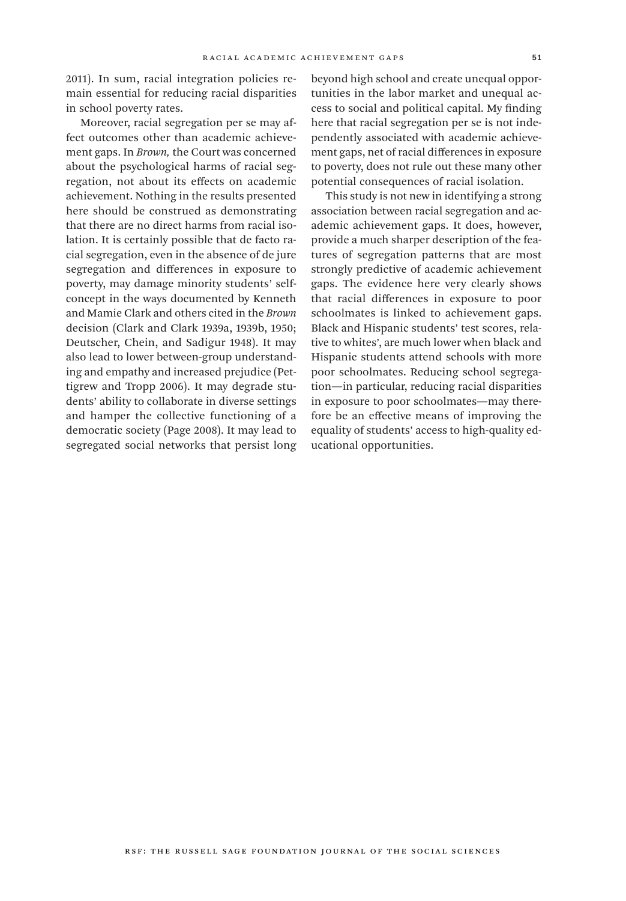2011). In sum, racial integration policies remain essential for reducing racial disparities in school poverty rates.

Moreover, racial segregation per se may affect outcomes other than academic achievement gaps. In *Brown,* the Court was concerned about the psychological harms of racial segregation, not about its effects on academic achievement. Nothing in the results presented here should be construed as demonstrating that there are no direct harms from racial isolation. It is certainly possible that de facto racial segregation, even in the absence of de jure segregation and differences in exposure to poverty, may damage minority students' self-concept in the ways documented by Kenneth and Mamie Clark and others cited in the *Brown* decision (Clark and Clark 1939a, 1939b, 1950; Deutscher, Chein, and Sadigur 1948). It may also lead to lower between-group understanding and empathy and increased prejudice (Pettigrew and Tropp 2006). It may degrade students' ability to collaborate in diverse settings and hamper the collective functioning of a democratic society (Page 2008). It may lead to segregated social networks that persist long beyond high school and create unequal opportunities in the labor market and unequal access to social and political capital. My finding here that racial segregation per se is not independently associated with academic achievement gaps, net of racial differences in exposure to poverty, does not rule out these many other potential consequences of racial isolation.

This study is not new in identifying a strong association between racial segregation and academic achievement gaps. It does, however, provide a much sharper description of the features of segregation patterns that are most strongly predictive of academic achievement gaps. The evidence here very clearly shows that racial differences in exposure to poor schoolmates is linked to achievement gaps. Black and Hispanic students' test scores, relative to whites', are much lower when black and Hispanic students attend schools with more poor schoolmates. Reducing school segregation—in particular, reducing racial disparities in exposure to poor schoolmates—may therefore be an effective means of improving the equality of students' access to high-quality educational opportunities.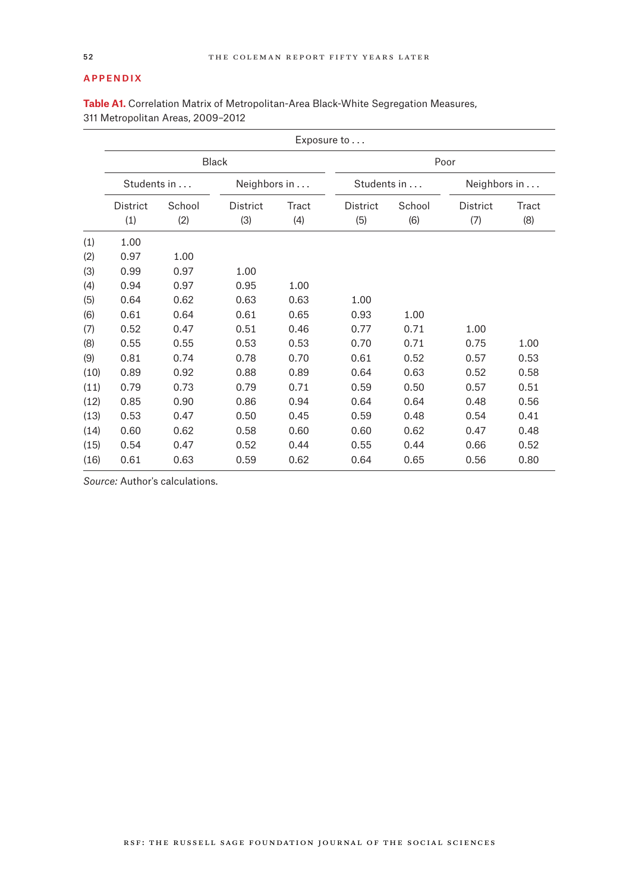## APPENDIX

**Table A1.** Correlation Matrix of Metropolitan-Area Black-White Segregation Measures, 311 Metropolitan Areas, 2009–2012

| | Exposure to . . . | | | | | | | |
|---|---|---|---|---|---|---|---|---|
| | Black | | | | Poor | | | |
| | Students in . . . | | Neighbors in . . . | | Students in . . . | | Neighbors in . . . | |
| | District (1) | School (2) | District (3) | Tract (4) | District (5) | School (6) | District (7) | Tract (8) |
| (1) | 1.00 | | | | | | | |
| (2) | 0.97 | 1.00 | | | | | | |
| (3) | 0.99 | 0.97 | 1.00 | | | | | |
| (4) | 0.94 | 0.97 | 0.95 | 1.00 | | | | |
| (5) | 0.64 | 0.62 | 0.63 | 0.63 | 1.00 | | | |
| (6) | 0.61 | 0.64 | 0.61 | 0.65 | 0.93 | 1.00 | | |
| (7) | 0.52 | 0.47 | 0.51 | 0.46 | 0.77 | 0.71 | 1.00 | |
| (8) | 0.55 | 0.55 | 0.53 | 0.53 | 0.70 | 0.71 | 0.75 | 1.00 |
| (9) | 0.81 | 0.74 | 0.78 | 0.70 | 0.61 | 0.52 | 0.57 | 0.53 |
| (10) | 0.89 | 0.92 | 0.88 | 0.89 | 0.64 | 0.63 | 0.52 | 0.58 |
| (11) | 0.79 | 0.73 | 0.79 | 0.71 | 0.59 | 0.50 | 0.57 | 0.51 |
| (12) | 0.85 | 0.90 | 0.86 | 0.94 | 0.64 | 0.64 | 0.48 | 0.56 |
| (13) | 0.53 | 0.47 | 0.50 | 0.45 | 0.59 | 0.48 | 0.54 | 0.41 |
| (14) | 0.60 | 0.62 | 0.58 | 0.60 | 0.60 | 0.62 | 0.47 | 0.48 |
| (15) | 0.54 | 0.47 | 0.52 | 0.44 | 0.55 | 0.44 | 0.66 | 0.52 |
| (16) | 0.61 | 0.63 | 0.59 | 0.62 | 0.64 | 0.65 | 0.56 | 0.80 |

*Source:* Author's calculations.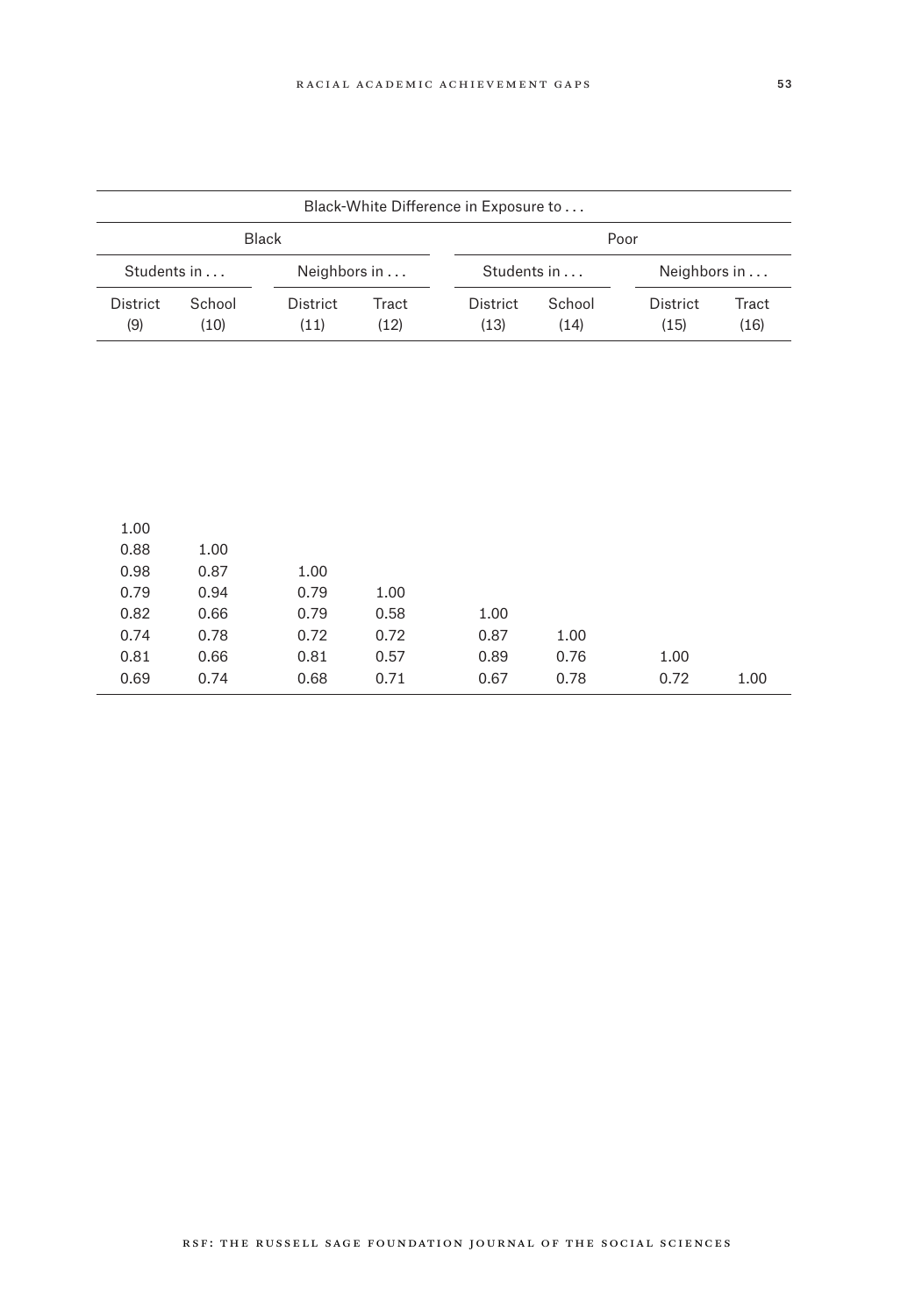| Black-White Difference in Exposure to . . . | | | | | | | |
|---|---|---|---|---|---|---|---|
| Black | | | | Poor | | | |
| Students in . . . | | Neighbors in . . . | | Students in . . . | | Neighbors in . . . | |
| District (9) | School (10) | District (11) | Tract (12) | District (13) | School (14) | District (15) | Tract (16) |
| | | | | | | | |
| | | | | | | | |
| | | | | | | | |
| | | | | | | | |
| | | | | | | | |
| | | | | | | | |
| | | | | | | | |
| | | | | | | | |
| 1.00 | | | | | | | |
| 0.88 | 1.00 | | | | | | |
| 0.98 | 0.87 | 1.00 | | | | | |
| 0.79 | 0.94 | 0.79 | 1.00 | | | | |
| 0.82 | 0.66 | 0.79 | 0.58 | 1.00 | | | |
| 0.74 | 0.78 | 0.72 | 0.72 | 0.87 | 1.00 | | |
| 0.81 | 0.66 | 0.81 | 0.57 | 0.89 | 0.76 | 1.00 | |
| 0.69 | 0.74 | 0.68 | 0.71 | 0.67 | 0.78 | 0.72 | 1.00 |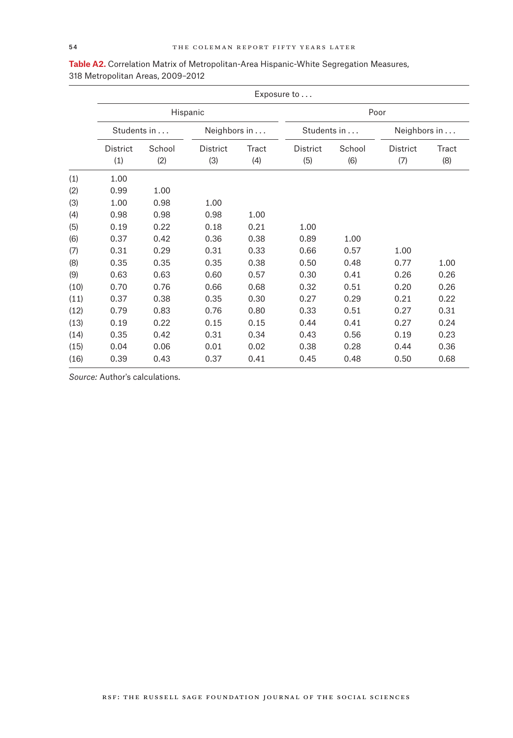**Table A2.** Correlation Matrix of Metropolitan-Area Hispanic-White Segregation Measures, 318 Metropolitan Areas, 2009–2012

| | Exposure to . . . | | | | | | | |
|---|---|---|---|---|---|---|---|---|
| | Hispanic | | | | Poor | | | |
| | Students in . . . | | Neighbors in . . . | | Students in . . . | | Neighbors in . . . | |
| | District (1) | School (2) | District (3) | Tract (4) | District (5) | School (6) | District (7) | Tract (8) |
| (1) | 1.00 | | | | | | | |
| (2) | 0.99 | 1.00 | | | | | | |
| (3) | 1.00 | 0.98 | 1.00 | | | | | |
| (4) | 0.98 | 0.98 | 0.98 | 1.00 | | | | |
| (5) | 0.19 | 0.22 | 0.18 | 0.21 | 1.00 | | | |
| (6) | 0.37 | 0.42 | 0.36 | 0.38 | 0.89 | 1.00 | | |
| (7) | 0.31 | 0.29 | 0.31 | 0.33 | 0.66 | 0.57 | 1.00 | |
| (8) | 0.35 | 0.35 | 0.35 | 0.38 | 0.50 | 0.48 | 0.77 | 1.00 |
| (9) | 0.63 | 0.63 | 0.60 | 0.57 | 0.30 | 0.41 | 0.26 | 0.26 |
| (10) | 0.70 | 0.76 | 0.66 | 0.68 | 0.32 | 0.51 | 0.20 | 0.26 |
| (11) | 0.37 | 0.38 | 0.35 | 0.30 | 0.27 | 0.29 | 0.21 | 0.22 |
| (12) | 0.79 | 0.83 | 0.76 | 0.80 | 0.33 | 0.51 | 0.27 | 0.31 |
| (13) | 0.19 | 0.22 | 0.15 | 0.15 | 0.44 | 0.41 | 0.27 | 0.24 |
| (14) | 0.35 | 0.42 | 0.31 | 0.34 | 0.43 | 0.56 | 0.19 | 0.23 |
| (15) | 0.04 | 0.06 | 0.01 | 0.02 | 0.38 | 0.28 | 0.44 | 0.36 |
| (16) | 0.39 | 0.43 | 0.37 | 0.41 | 0.45 | 0.48 | 0.50 | 0.68 |

*Source:* Author's calculations.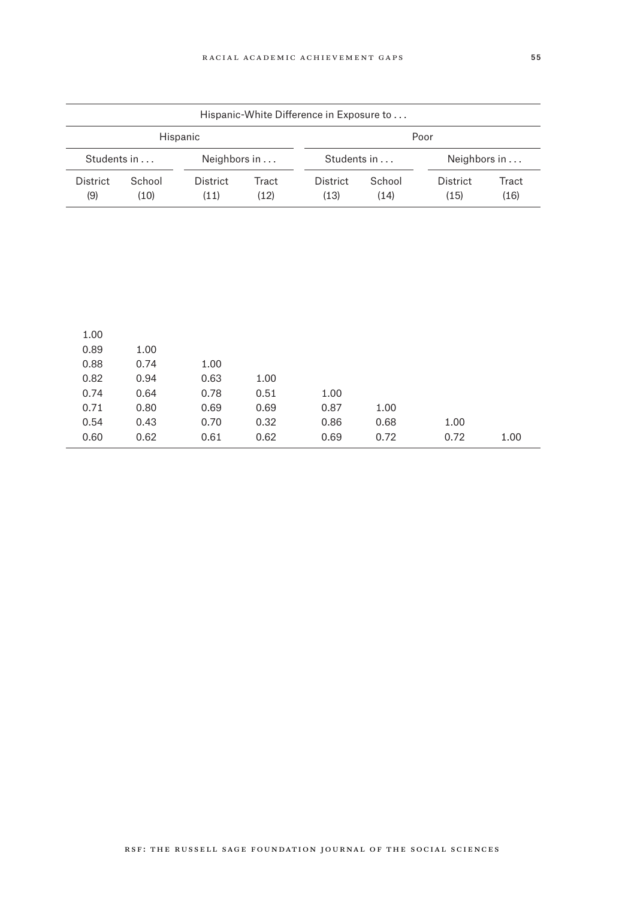| Hispanic-White Difference in Exposure to . . . | | | | | | | |
|---|---|---|---|---|---|---|---|
| Hispanic | | | | Poor | | | |
| Students in . . . | | Neighbors in . . . | | Students in . . . | | Neighbors in . . . | |
| District (9) | School (10) | District (11) | Tract (12) | District (13) | School (14) | District (15) | Tract (16) |
| 1.00 | | | | | | | |
| 0.89 | 1.00 | | | | | | |
| 0.88 | 0.74 | 1.00 | | | | | |
| 0.82 | 0.94 | 0.63 | 1.00 | | | | |
| 0.74 | 0.64 | 0.78 | 0.51 | 1.00 | | | |
| 0.71 | 0.80 | 0.69 | 0.69 | 0.87 | 1.00 | | |
| 0.54 | 0.43 | 0.70 | 0.32 | 0.86 | 0.68 | 1.00 | |
| 0.60 | 0.62 | 0.61 | 0.62 | 0.69 | 0.72 | 0.72 | 1.00 |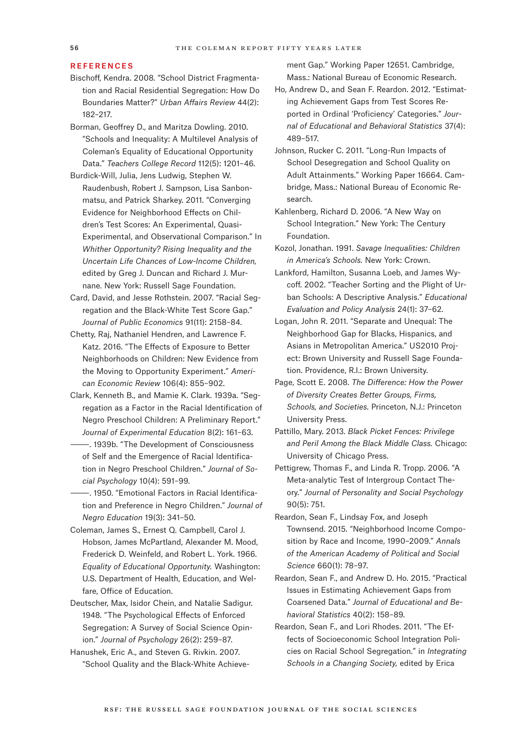## REFERENCES

Bischoff, Kendra. 2008. "School District Fragmentation and Racial Residential Segregation: How Do Boundaries Matter?" *Urban Affairs Review* 44(2): 182–217.

Borman, Geoffrey D., and Maritza Dowling. 2010. "Schools and Inequality: A Multilevel Analysis of Coleman's Equality of Educational Opportunity Data." *Teachers College Record* 112(5): 1201–46.

Burdick-Will, Julia, Jens Ludwig, Stephen W. Raudenbush, Robert J. Sampson, Lisa Sanbonmatsu, and Patrick Sharkey. 2011. "Converging Evidence for Neighborhood Effects on Children's Test Scores: An Experimental, Quasi-Experimental, and Observational Comparison." In *Whither Opportunity? Rising Inequality and the Uncertain Life Chances of Low-Income Children,* edited by Greg J. Duncan and Richard J. Murnane. New York: Russell Sage Foundation.

Card, David, and Jesse Rothstein. 2007. "Racial Segregation and the Black-White Test Score Gap." *Journal of Public Economics* 91(11): 2158–84.

Chetty, Raj, Nathaniel Hendren, and Lawrence F. Katz. 2016. "The Effects of Exposure to Better Neighborhoods on Children: New Evidence from the Moving to Opportunity Experiment." *American Economic Review* 106(4): 855–902.

Clark, Kenneth B., and Mamie K. Clark. 1939a. "Segregation as a Factor in the Racial Identification of Negro Preschool Children: A Preliminary Report." *Journal of Experimental Education* 8(2): 161–63.

———. 1939b. "The Development of Consciousness of Self and the Emergence of Racial Identification in Negro Preschool Children." *Journal of Social Psychology* 10(4): 591–99.

———. 1950. "Emotional Factors in Racial Identification and Preference in Negro Children." *Journal of Negro Education* 19(3): 341–50.

Coleman, James S., Ernest Q. Campbell, Carol J. Hobson, James McPartland, Alexander M. Mood, Frederick D. Weinfeld, and Robert L. York. 1966. *Equality of Educational Opportunity.* Washington: U.S. Department of Health, Education, and Welfare, Office of Education.

Deutscher, Max, Isidor Chein, and Natalie Sadigur. 1948. "The Psychological Effects of Enforced Segregation: A Survey of Social Science Opinion." *Journal of Psychology* 26(2): 259–87.

Hanushek, Eric A., and Steven G. Rivkin. 2007. "School Quality and the Black-White Achievement Gap." Working Paper 12651. Cambridge, Mass.: National Bureau of Economic Research.

Ho, Andrew D., and Sean F. Reardon. 2012. "Estimating Achievement Gaps from Test Scores Reported in Ordinal 'Proficiency' Categories." *Journal of Educational and Behavioral Statistics* 37(4): 489–517.

Johnson, Rucker C. 2011. "Long-Run Impacts of School Desegregation and School Quality on Adult Attainments." Working Paper 16664. Cambridge, Mass.: National Bureau of Economic Research.

Kahlenberg, Richard D. 2006. "A New Way on School Integration." New York: The Century Foundation.

Kozol, Jonathan. 1991. *Savage Inequalities: Children in America's Schools.* New York: Crown.

Lankford, Hamilton, Susanna Loeb, and James Wycoff. 2002. "Teacher Sorting and the Plight of Urban Schools: A Descriptive Analysis." *Educational Evaluation and Policy Analysis* 24(1): 37–62.

Logan, John R. 2011. "Separate and Unequal: The Neighborhood Gap for Blacks, Hispanics, and Asians in Metropolitan America." US2010 Project: Brown University and Russell Sage Foundation. Providence, R.I.: Brown University.

Page, Scott E. 2008. *The Difference: How the Power of Diversity Creates Better Groups, Firms, Schools, and Societies.* Princeton, N.J.: Princeton University Press.

Pattillo, Mary. 2013. *Black Picket Fences: Privilege and Peril Among the Black Middle Class.* Chicago: University of Chicago Press.

Pettigrew, Thomas F., and Linda R. Tropp. 2006. "A Meta-analytic Test of Intergroup Contact Theory." *Journal of Personality and Social Psychology* 90(5): 751.

Reardon, Sean F., Lindsay Fox, and Joseph Townsend. 2015. "Neighborhood Income Composition by Race and Income, 1990–2009." *Annals of the American Academy of Political and Social Science* 660(1): 78–97.

Reardon, Sean F., and Andrew D. Ho. 2015. "Practical Issues in Estimating Achievement Gaps from Coarsened Data." *Journal of Educational and Behavioral Statistics* 40(2): 158–89.

Reardon, Sean F., and Lori Rhodes. 2011. "The Effects of Socioeconomic School Integration Policies on Racial School Segregation." in *Integrating Schools in a Changing Society,* edited by Erica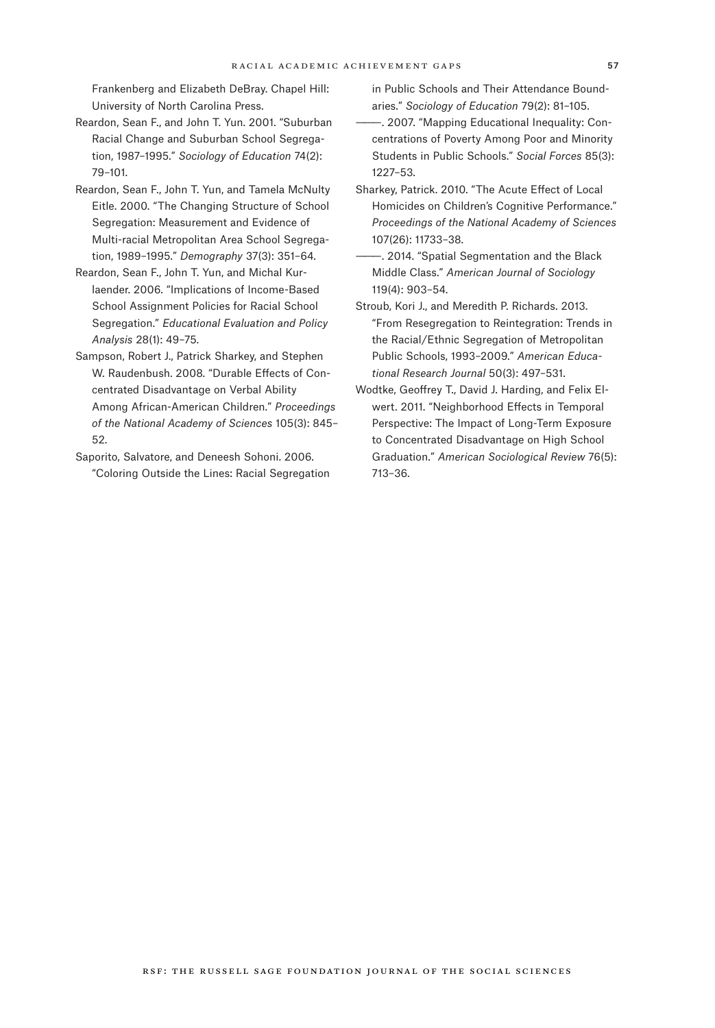Frankenberg and Elizabeth DeBray. Chapel Hill: University of North Carolina Press.

Reardon, Sean F., and John T. Yun. 2001. "Suburban Racial Change and Suburban School Segregation, 1987–1995." *Sociology of Education* 74(2): 79–101.

Reardon, Sean F., John T. Yun, and Tamela McNulty Eitle. 2000. "The Changing Structure of School Segregation: Measurement and Evidence of Multi-racial Metropolitan Area School Segregation, 1989–1995." *Demography* 37(3): 351–64.

Reardon, Sean F., John T. Yun, and Michal Kurlaender. 2006. "Implications of Income-Based School Assignment Policies for Racial School Segregation." *Educational Evaluation and Policy Analysis* 28(1): 49–75.

Sampson, Robert J., Patrick Sharkey, and Stephen W. Raudenbush. 2008. "Durable Effects of Concentrated Disadvantage on Verbal Ability Among African-American Children." *Proceedings of the National Academy of Sciences* 105(3): 845–52.

Saporito, Salvatore, and Deneesh Sohoni. 2006. "Coloring Outside the Lines: Racial Segregation in Public Schools and Their Attendance Boundaries." *Sociology of Education* 79(2): 81–105.

———. 2007. "Mapping Educational Inequality: Concentrations of Poverty Among Poor and Minority Students in Public Schools." *Social Forces* 85(3): 1227–53.

Sharkey, Patrick. 2010. "The Acute Effect of Local Homicides on Children's Cognitive Performance." *Proceedings of the National Academy of Sciences* 107(26): 11733–38.

———. 2014. "Spatial Segmentation and the Black Middle Class." *American Journal of Sociology* 119(4): 903–54.

Stroub, Kori J., and Meredith P. Richards. 2013. "From Resegregation to Reintegration: Trends in the Racial/Ethnic Segregation of Metropolitan Public Schools, 1993–2009." *American Educational Research Journal* 50(3): 497–531.

Wodtke, Geoffrey T., David J. Harding, and Felix Elwert. 2011. "Neighborhood Effects in Temporal Perspective: The Impact of Long-Term Exposure to Concentrated Disadvantage on High School Graduation." *American Sociological Review* 76(5): 713–36.